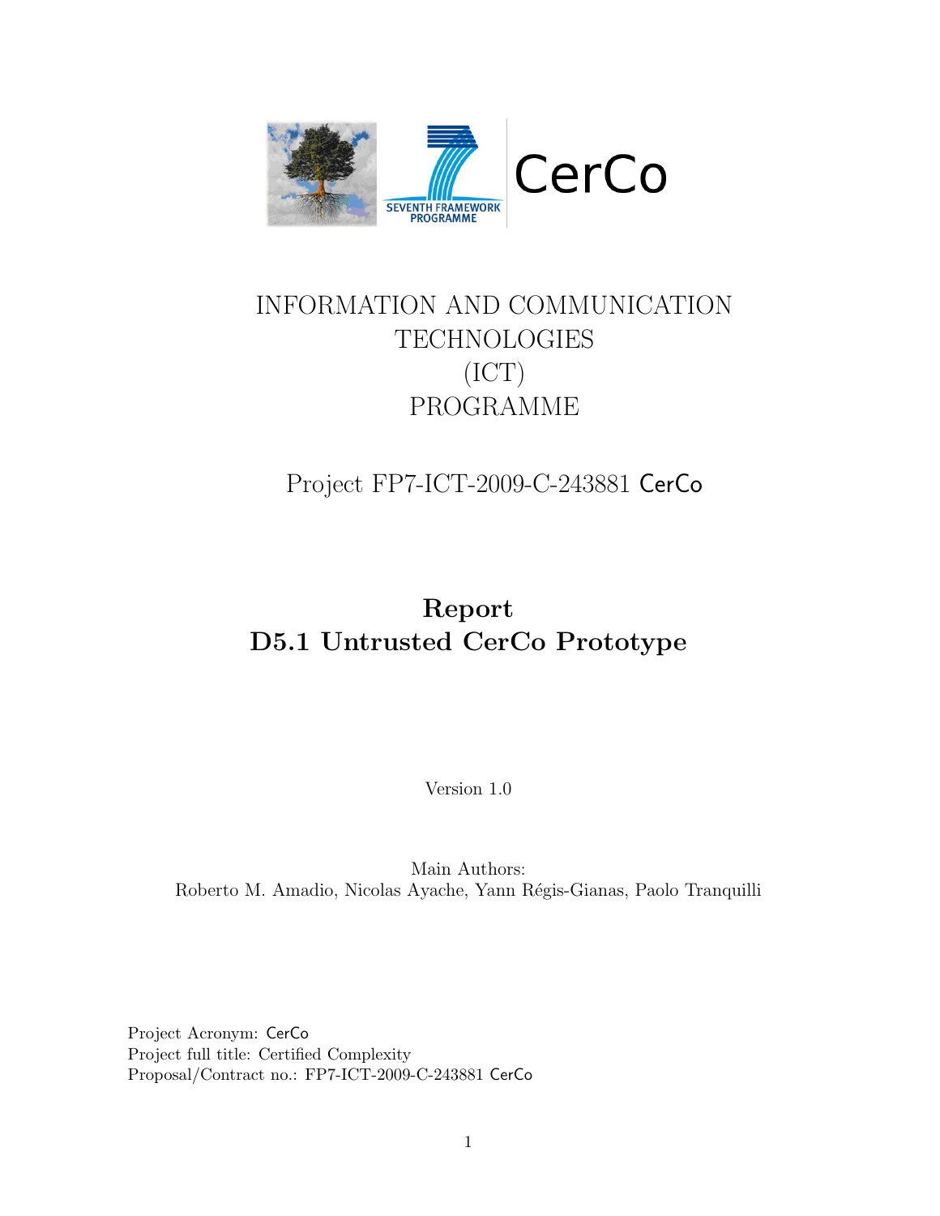CerCo

SEVENTH FRAMEWORK PROGRAMME

INFORMATION AND COMMUNICATION TECHNOLOGIES (ICT) PROGRAMME

Project FP7-ICT-2009-C-243881 CerCo

# Report
# D5.1 Untrusted CerCo Prototype

Version 1.0

Main Authors:
Roberto M. Amadio, Nicolas Ayache, Yann Régis-Gianas, Paolo Tranquilli

Project Acronym: CerCo
Project full title: Certified Complexity
Proposal/Contract no.: FP7-ICT-2009-C-243881 CerCo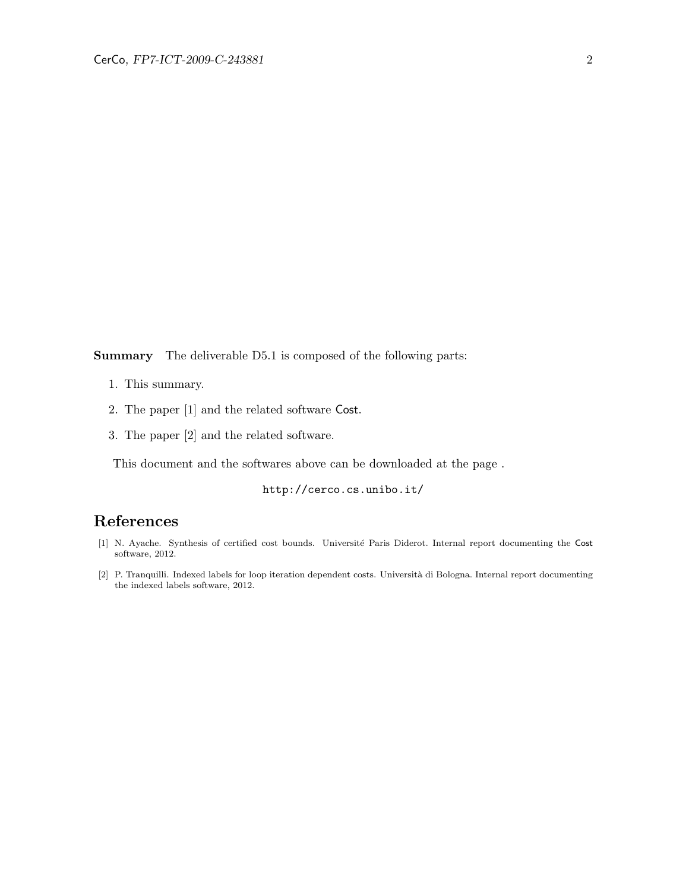**Summary** The deliverable D5.1 is composed of the following parts:

1. This summary.
2. The paper [1] and the related software Cost.
3. The paper [2] and the related software.

This document and the softwares above can be downloaded at the page .

`http://cerco.cs.unibo.it/`

## References

[1] N. Ayache. Synthesis of certified cost bounds. Université Paris Diderot. Internal report documenting the Cost software, 2012.

[2] P. Tranquilli. Indexed labels for loop iteration dependent costs. Università di Bologna. Internal report documenting the indexed labels software, 2012.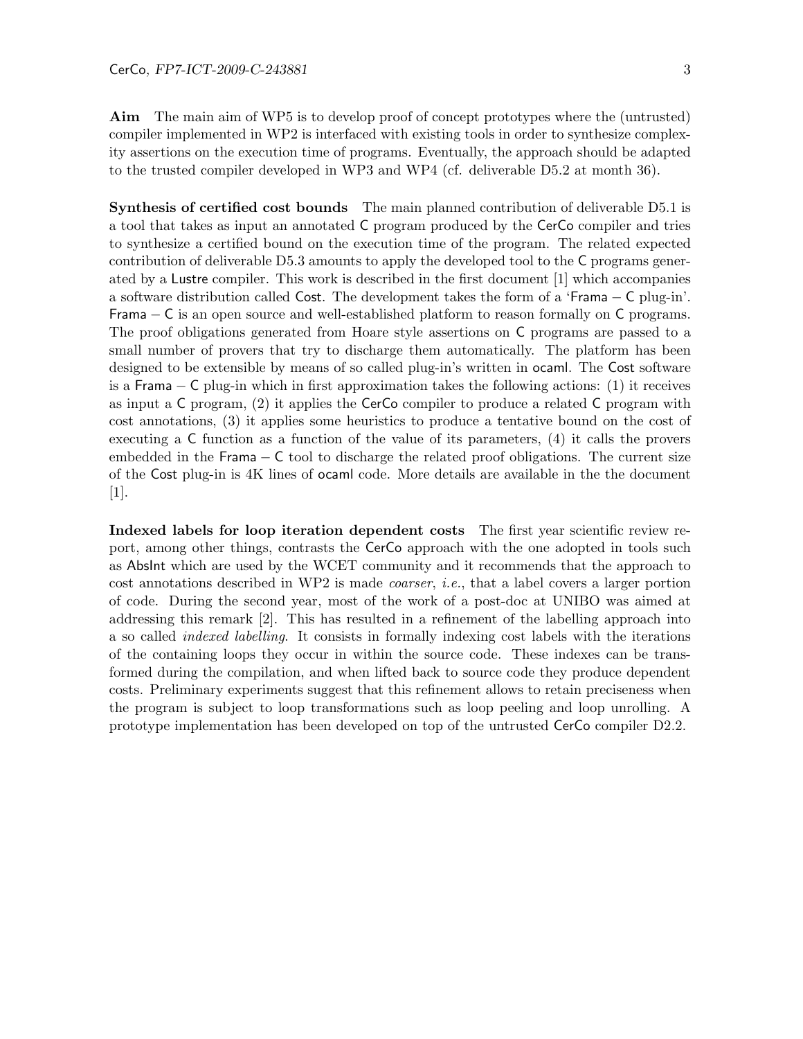**Aim** The main aim of WP5 is to develop proof of concept prototypes where the (untrusted) compiler implemented in WP2 is interfaced with existing tools in order to synthesize complexity assertions on the execution time of programs. Eventually, the approach should be adapted to the trusted compiler developed in WP3 and WP4 (cf. deliverable D5.2 at month 36).

**Synthesis of certified cost bounds** The main planned contribution of deliverable D5.1 is a tool that takes as input an annotated C program produced by the CerCo compiler and tries to synthesize a certified bound on the execution time of the program. The related expected contribution of deliverable D5.3 amounts to apply the developed tool to the C programs generated by a Lustre compiler. This work is described in the first document [1] which accompanies a software distribution called Cost. The development takes the form of a 'Frama − C plug-in'. Frama − C is an open source and well-established platform to reason formally on C programs. The proof obligations generated from Hoare style assertions on C programs are passed to a small number of provers that try to discharge them automatically. The platform has been designed to be extensible by means of so called plug-in's written in ocaml. The Cost software is a Frama − C plug-in which in first approximation takes the following actions: (1) it receives as input a C program, (2) it applies the CerCo compiler to produce a related C program with cost annotations, (3) it applies some heuristics to produce a tentative bound on the cost of executing a C function as a function of the value of its parameters, (4) it calls the provers embedded in the Frama − C tool to discharge the related proof obligations. The current size of the Cost plug-in is 4K lines of ocaml code. More details are available in the the document [1].

**Indexed labels for loop iteration dependent costs** The first year scientific review report, among other things, contrasts the CerCo approach with the one adopted in tools such as AbsInt which are used by the WCET community and it recommends that the approach to cost annotations described in WP2 is made *coarser*, *i.e.*, that a label covers a larger portion of code. During the second year, most of the work of a post-doc at UNIBO was aimed at addressing this remark [2]. This has resulted in a refinement of the labelling approach into a so called *indexed labelling*. It consists in formally indexing cost labels with the iterations of the containing loops they occur in within the source code. These indexes can be transformed during the compilation, and when lifted back to source code they produce dependent costs. Preliminary experiments suggest that this refinement allows to retain preciseness when the program is subject to loop transformations such as loop peeling and loop unrolling. A prototype implementation has been developed on top of the untrusted CerCo compiler D2.2.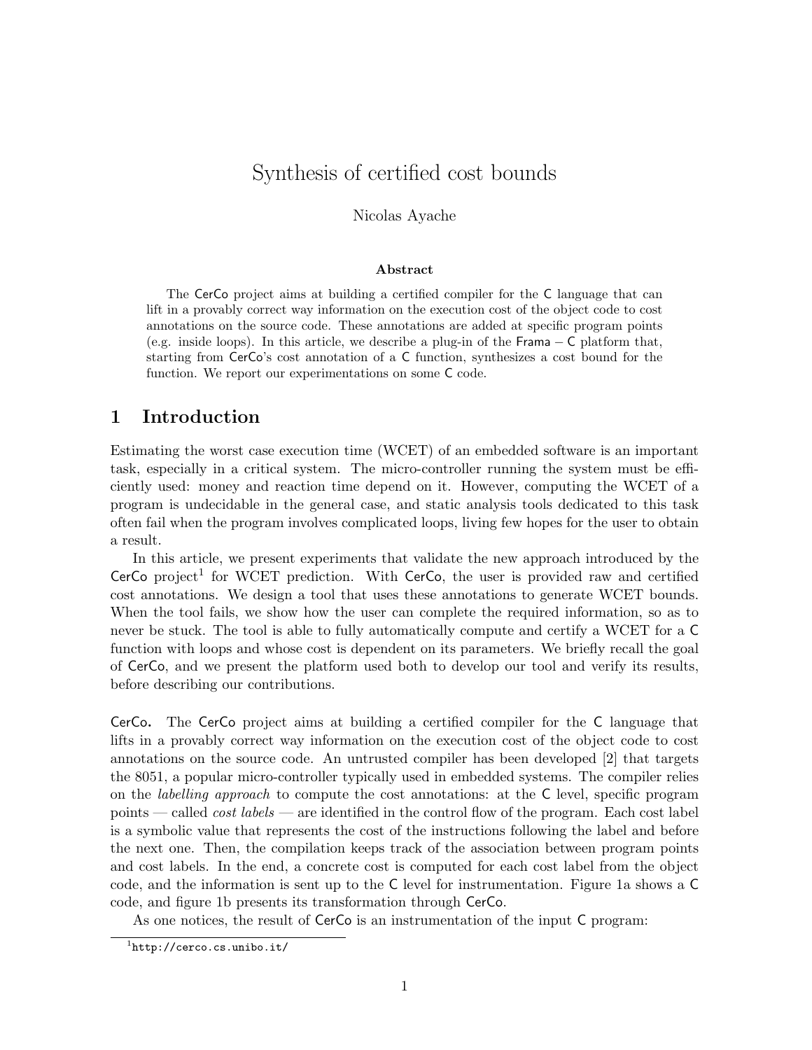# Synthesis of certified cost bounds

Nicolas Ayache

### Abstract

The CerCo project aims at building a certified compiler for the C language that can lift in a provably correct way information on the execution cost of the object code to cost annotations on the source code. These annotations are added at specific program points (e.g. inside loops). In this article, we describe a plug-in of the Frama − C platform that, starting from CerCo's cost annotation of a C function, synthesizes a cost bound for the function. We report our experimentations on some C code.

## 1 Introduction

Estimating the worst case execution time (WCET) of an embedded software is an important task, especially in a critical system. The micro-controller running the system must be efficiently used: money and reaction time depend on it. However, computing the WCET of a program is undecidable in the general case, and static analysis tools dedicated to this task often fail when the program involves complicated loops, living few hopes for the user to obtain a result.

In this article, we present experiments that validate the new approach introduced by the CerCo project[1] for WCET prediction. With CerCo, the user is provided raw and certified cost annotations. We design a tool that uses these annotations to generate WCET bounds. When the tool fails, we show how the user can complete the required information, so as to never be stuck. The tool is able to fully automatically compute and certify a WCET for a C function with loops and whose cost is dependent on its parameters. We briefly recall the goal of CerCo, and we present the platform used both to develop our tool and verify its results, before describing our contributions.

**CerCo.** The CerCo project aims at building a certified compiler for the C language that lifts in a provably correct way information on the execution cost of the object code to cost annotations on the source code. An untrusted compiler has been developed [2] that targets the 8051, a popular micro-controller typically used in embedded systems. The compiler relies on the *labelling approach* to compute the cost annotations: at the C level, specific program points — called *cost labels* — are identified in the control flow of the program. Each cost label is a symbolic value that represents the cost of the instructions following the label and before the next one. Then, the compilation keeps track of the association between program points and cost labels. In the end, a concrete cost is computed for each cost label from the object code, and the information is sent up to the C level for instrumentation. Figure 1a shows a C code, and figure 1b presents its transformation through CerCo.

As one notices, the result of CerCo is an instrumentation of the input C program:

[1] http://cerco.cs.unibo.it/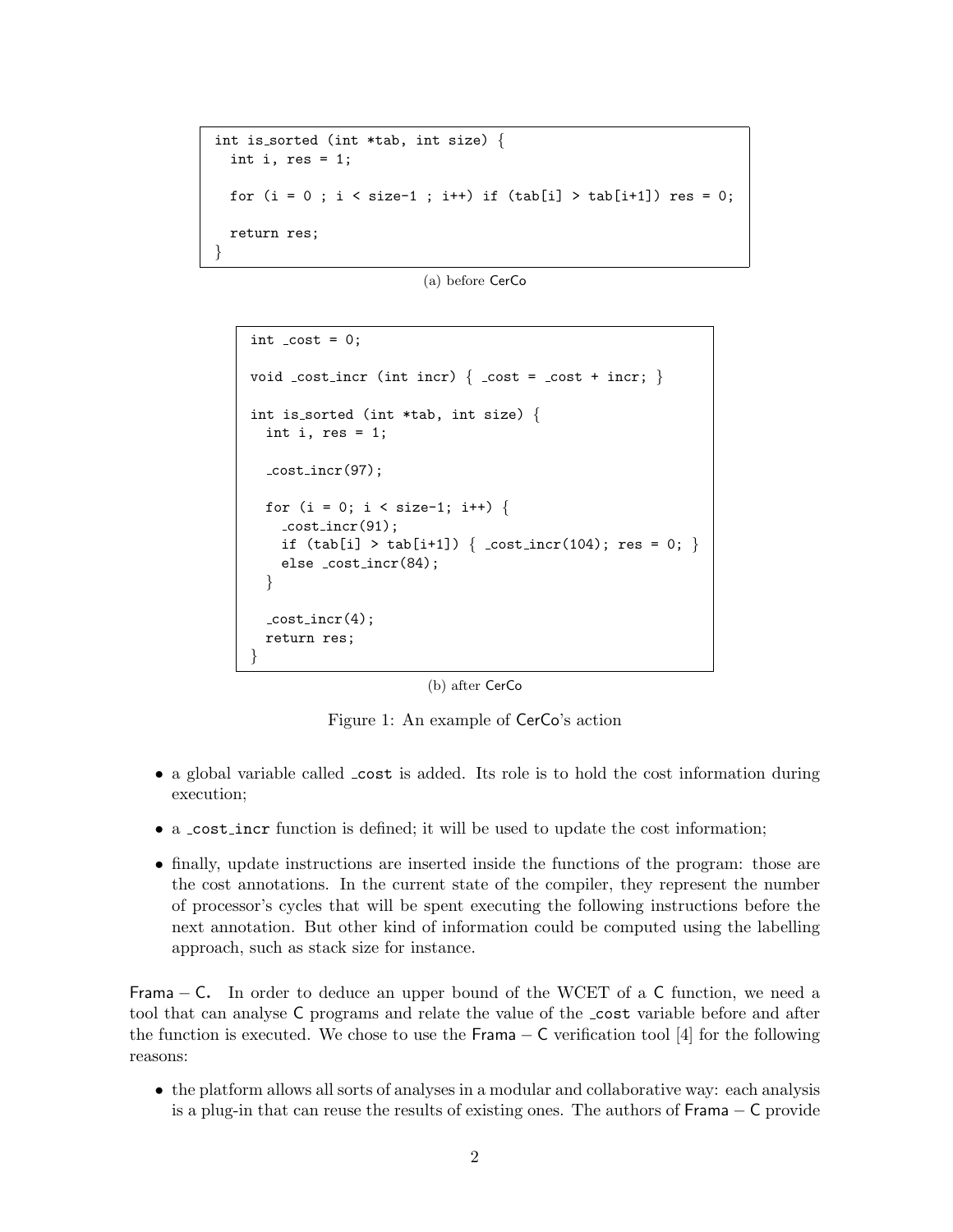```
int is_sorted (int *tab, int size) {
  int i, res = 1;

  for (i = 0 ; i < size-1 ; i++) if (tab[i] > tab[i+1]) res = 0;

  return res;
}
```

(a) before CerCo

```
int _cost = 0;

void _cost_incr (int incr) { _cost = _cost + incr; }

int is_sorted (int *tab, int size) {
  int i, res = 1;

  _cost_incr(97);

  for (i = 0; i < size-1; i++) {
    _cost_incr(91);
    if (tab[i] > tab[i+1]) { _cost_incr(104); res = 0; }
    else _cost_incr(84);
  }

  _cost_incr(4);
  return res;
}
```

(b) after CerCo

Figure 1: An example of CerCo's action

- a global variable called `_cost` is added. Its role is to hold the cost information during execution;
- a `_cost_incr` function is defined; it will be used to update the cost information;
- finally, update instructions are inserted inside the functions of the program: those are the cost annotations. In the current state of the compiler, they represent the number of processor's cycles that will be spent executing the following instructions before the next annotation. But other kind of information could be computed using the labelling approach, such as stack size for instance.

**Frama − C.** In order to deduce an upper bound of the WCET of a C function, we need a tool that can analyse C programs and relate the value of the `_cost` variable before and after the function is executed. We chose to use the Frama − C verification tool [4] for the following reasons:

- the platform allows all sorts of analyses in a modular and collaborative way: each analysis is a plug-in that can reuse the results of existing ones. The authors of Frama − C provide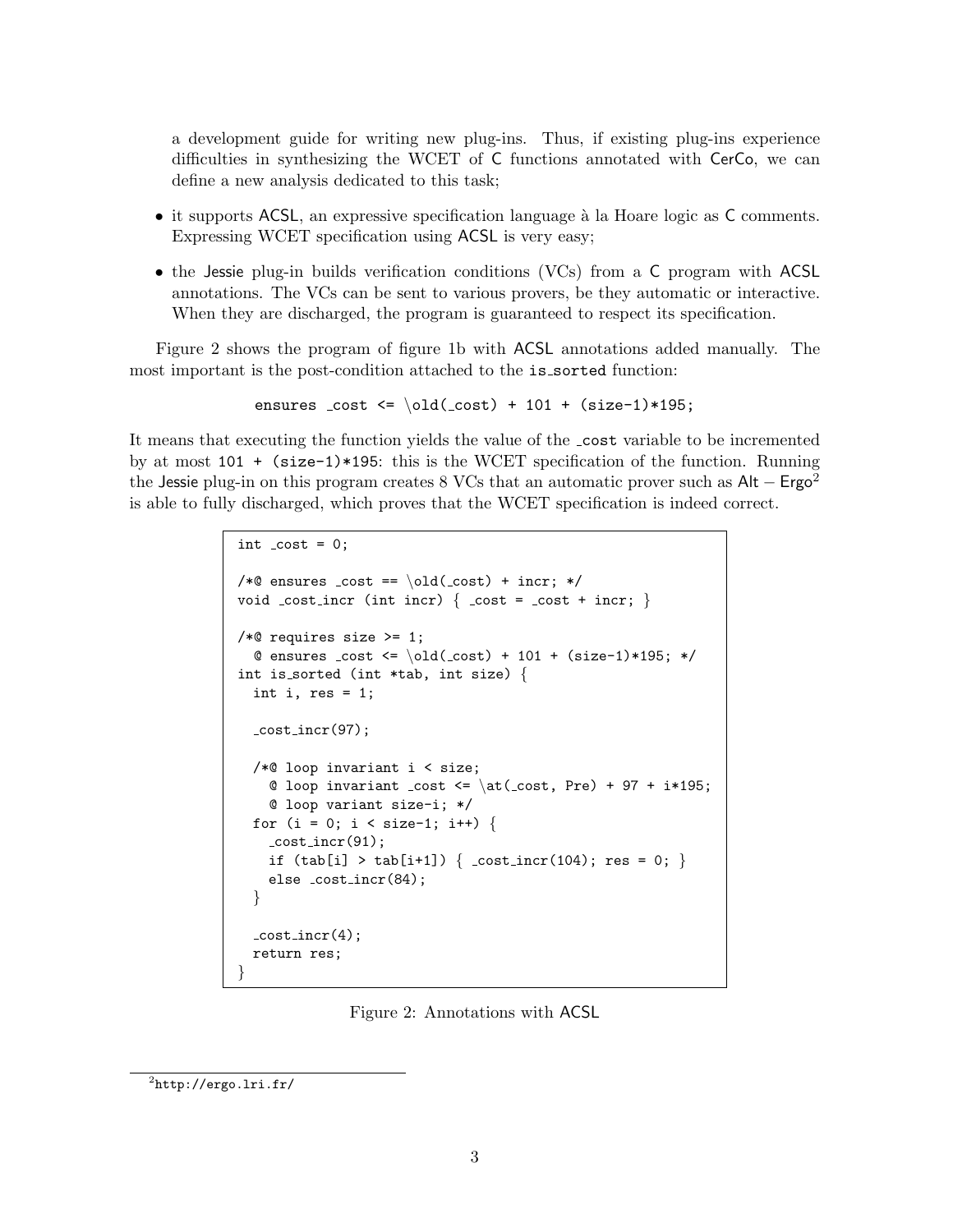a development guide for writing new plug-ins. Thus, if existing plug-ins experience difficulties in synthesizing the WCET of C functions annotated with CerCo, we can define a new analysis dedicated to this task;

- it supports ACSL, an expressive specification language à la Hoare logic as C comments. Expressing WCET specification using ACSL is very easy;
- the Jessie plug-in builds verification conditions (VCs) from a C program with ACSL annotations. The VCs can be sent to various provers, be they automatic or interactive. When they are discharged, the program is guaranteed to respect its specification.

Figure 2 shows the program of figure 1b with ACSL annotations added manually. The most important is the post-condition attached to the is_sorted function:

```
ensures _cost <= \old(_cost) + 101 + (size-1)*195;
```

It means that executing the function yields the value of the _cost variable to be incremented by at most `101 + (size-1)*195`: this is the WCET specification of the function. Running the Jessie plug-in on this program creates 8 VCs that an automatic prover such as Alt − Ergo[2] is able to fully discharged, which proves that the WCET specification is indeed correct.

```
int _cost = 0;

/*@ ensures _cost == \old(_cost) + incr; */
void _cost_incr (int incr) { _cost = _cost + incr; }

/*@ requires size >= 1;
  @ ensures _cost <= \old(_cost) + 101 + (size-1)*195; */
int is_sorted (int *tab, int size) {
  int i, res = 1;

  _cost_incr(97);

  /*@ loop invariant i < size;
    @ loop invariant _cost <= \at(_cost, Pre) + 97 + i*195;
    @ loop variant size-i; */
  for (i = 0; i < size-1; i++) {
    _cost_incr(91);
    if (tab[i] > tab[i+1]) { _cost_incr(104); res = 0; }
    else _cost_incr(84);
  }

  _cost_incr(4);
  return res;
}
```

Figure 2: Annotations with ACSL

[2] http://ergo.lri.fr/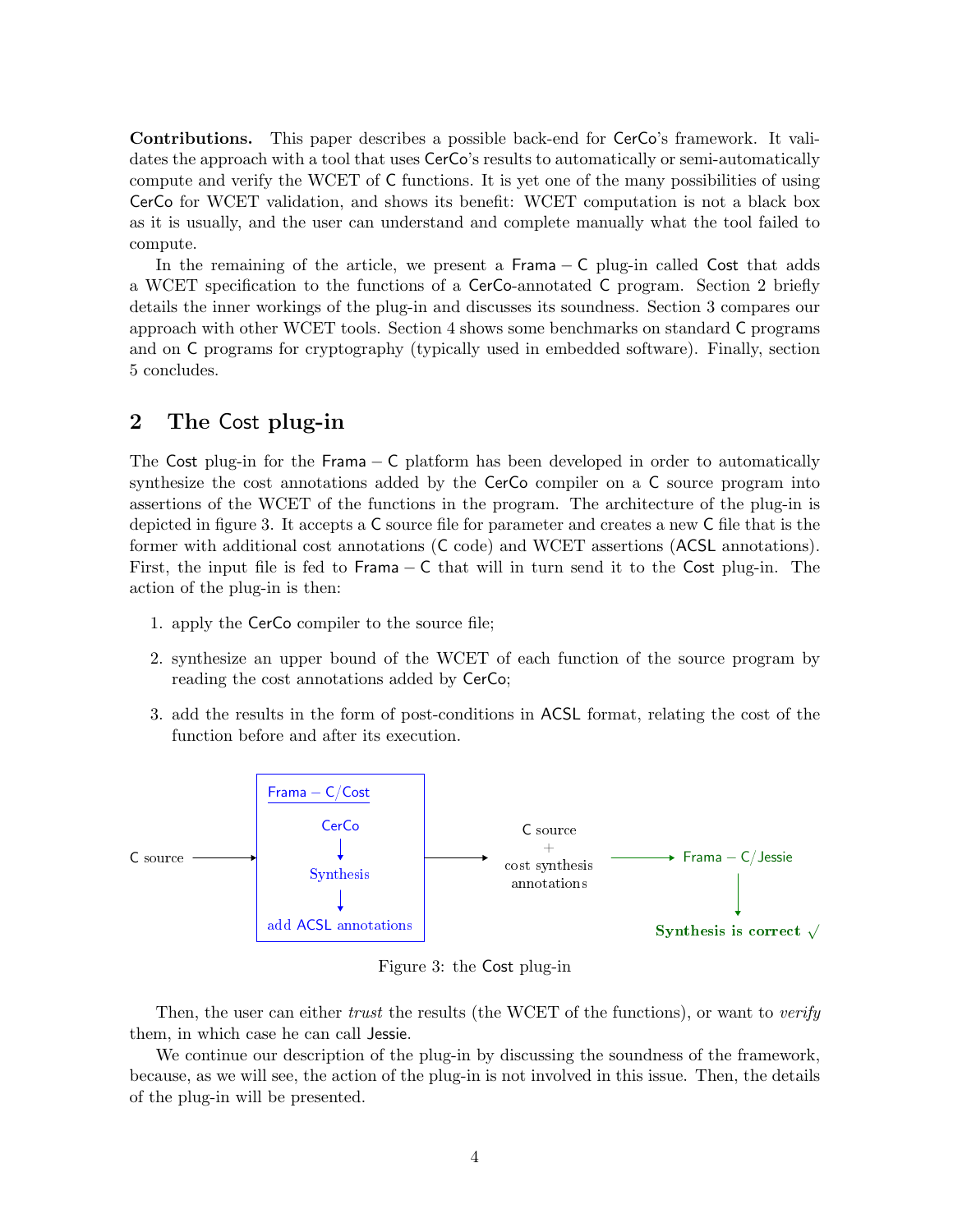**Contributions.** This paper describes a possible back-end for CerCo's framework. It validates the approach with a tool that uses CerCo's results to automatically or semi-automatically compute and verify the WCET of C functions. It is yet one of the many possibilities of using CerCo for WCET validation, and shows its benefit: WCET computation is not a black box as it is usually, and the user can understand and complete manually what the tool failed to compute.

In the remaining of the article, we present a Frama − C plug-in called Cost that adds a WCET specification to the functions of a CerCo-annotated C program. Section 2 briefly details the inner workings of the plug-in and discusses its soundness. Section 3 compares our approach with other WCET tools. Section 4 shows some benchmarks on standard C programs and on C programs for cryptography (typically used in embedded software). Finally, section 5 concludes.

## 2 The Cost plug-in

The Cost plug-in for the Frama − C platform has been developed in order to automatically synthesize the cost annotations added by the CerCo compiler on a C source program into assertions of the WCET of the functions in the program. The architecture of the plug-in is depicted in figure 3. It accepts a C source file for parameter and creates a new C file that is the former with additional cost annotations (C code) and WCET assertions (ACSL annotations). First, the input file is fed to Frama − C that will in turn send it to the Cost plug-in. The action of the plug-in is then:

1. apply the CerCo compiler to the source file;
2. synthesize an upper bound of the WCET of each function of the source program by reading the cost annotations added by CerCo;
3. add the results in the form of post-conditions in ACSL format, relating the cost of the function before and after its execution.

C source → [Frama − C/Cost: CerCo → Synthesis → add ACSL annotations] → C source + cost synthesis annotations → Frama − C/Jessie → Synthesis is correct √

Figure 3: the Cost plug-in

Then, the user can either *trust* the results (the WCET of the functions), or want to *verify* them, in which case he can call Jessie.

We continue our description of the plug-in by discussing the soundness of the framework, because, as we will see, the action of the plug-in is not involved in this issue. Then, the details of the plug-in will be presented.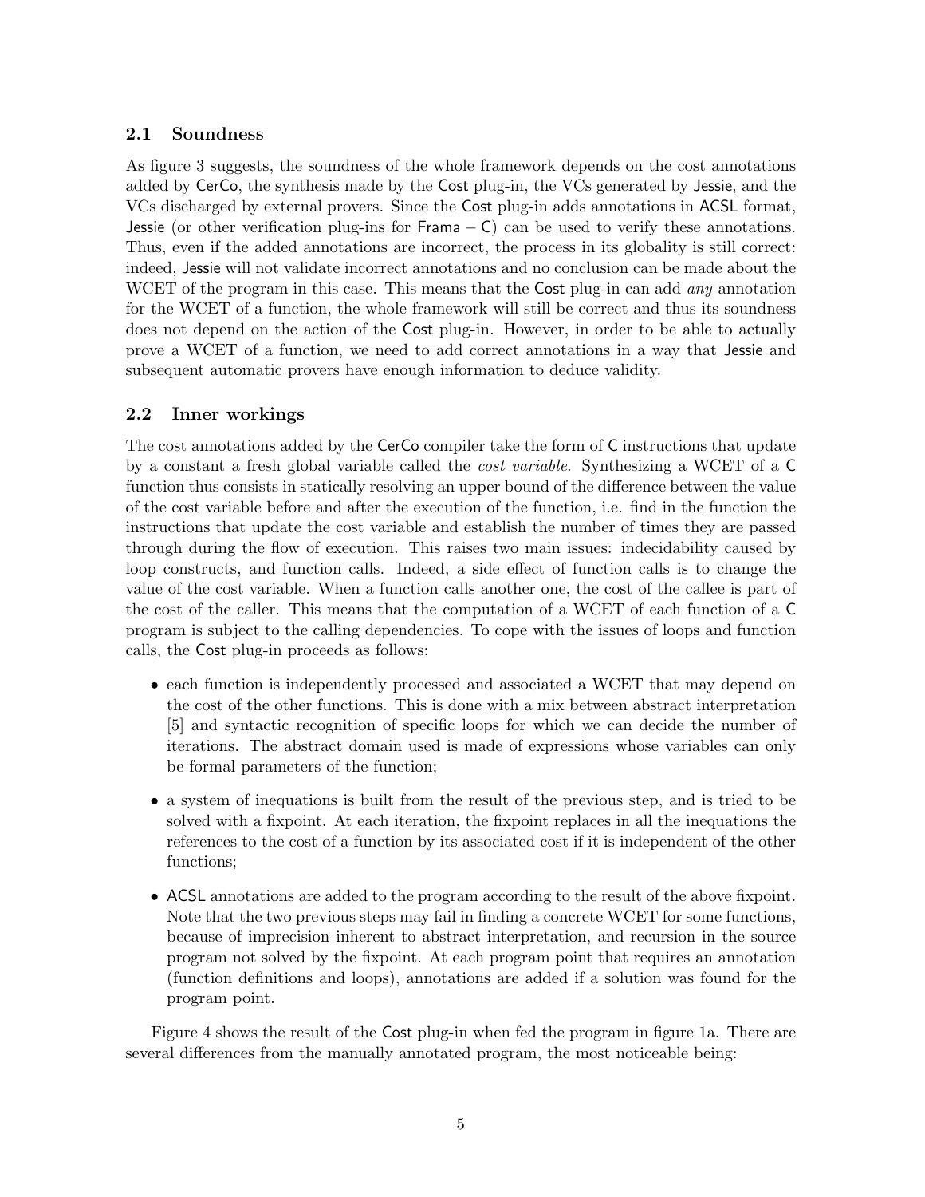## 2.1 Soundness

As figure 3 suggests, the soundness of the whole framework depends on the cost annotations added by CerCo, the synthesis made by the Cost plug-in, the VCs generated by Jessie, and the VCs discharged by external provers. Since the Cost plug-in adds annotations in ACSL format, Jessie (or other verification plug-ins for Frama − C) can be used to verify these annotations. Thus, even if the added annotations are incorrect, the process in its globality is still correct: indeed, Jessie will not validate incorrect annotations and no conclusion can be made about the WCET of the program in this case. This means that the Cost plug-in can add *any* annotation for the WCET of a function, the whole framework will still be correct and thus its soundness does not depend on the action of the Cost plug-in. However, in order to be able to actually prove a WCET of a function, we need to add correct annotations in a way that Jessie and subsequent automatic provers have enough information to deduce validity.

## 2.2 Inner workings

The cost annotations added by the CerCo compiler take the form of C instructions that update by a constant a fresh global variable called the *cost variable*. Synthesizing a WCET of a C function thus consists in statically resolving an upper bound of the difference between the value of the cost variable before and after the execution of the function, i.e. find in the function the instructions that update the cost variable and establish the number of times they are passed through during the flow of execution. This raises two main issues: indecidability caused by loop constructs, and function calls. Indeed, a side effect of function calls is to change the value of the cost variable. When a function calls another one, the cost of the callee is part of the cost of the caller. This means that the computation of a WCET of each function of a C program is subject to the calling dependencies. To cope with the issues of loops and function calls, the Cost plug-in proceeds as follows:

- each function is independently processed and associated a WCET that may depend on the cost of the other functions. This is done with a mix between abstract interpretation [5] and syntactic recognition of specific loops for which we can decide the number of iterations. The abstract domain used is made of expressions whose variables can only be formal parameters of the function;
- a system of inequations is built from the result of the previous step, and is tried to be solved with a fixpoint. At each iteration, the fixpoint replaces in all the inequations the references to the cost of a function by its associated cost if it is independent of the other functions;
- ACSL annotations are added to the program according to the result of the above fixpoint. Note that the two previous steps may fail in finding a concrete WCET for some functions, because of imprecision inherent to abstract interpretation, and recursion in the source program not solved by the fixpoint. At each program point that requires an annotation (function definitions and loops), annotations are added if a solution was found for the program point.

Figure 4 shows the result of the Cost plug-in when fed the program in figure 1a. There are several differences from the manually annotated program, the most noticeable being: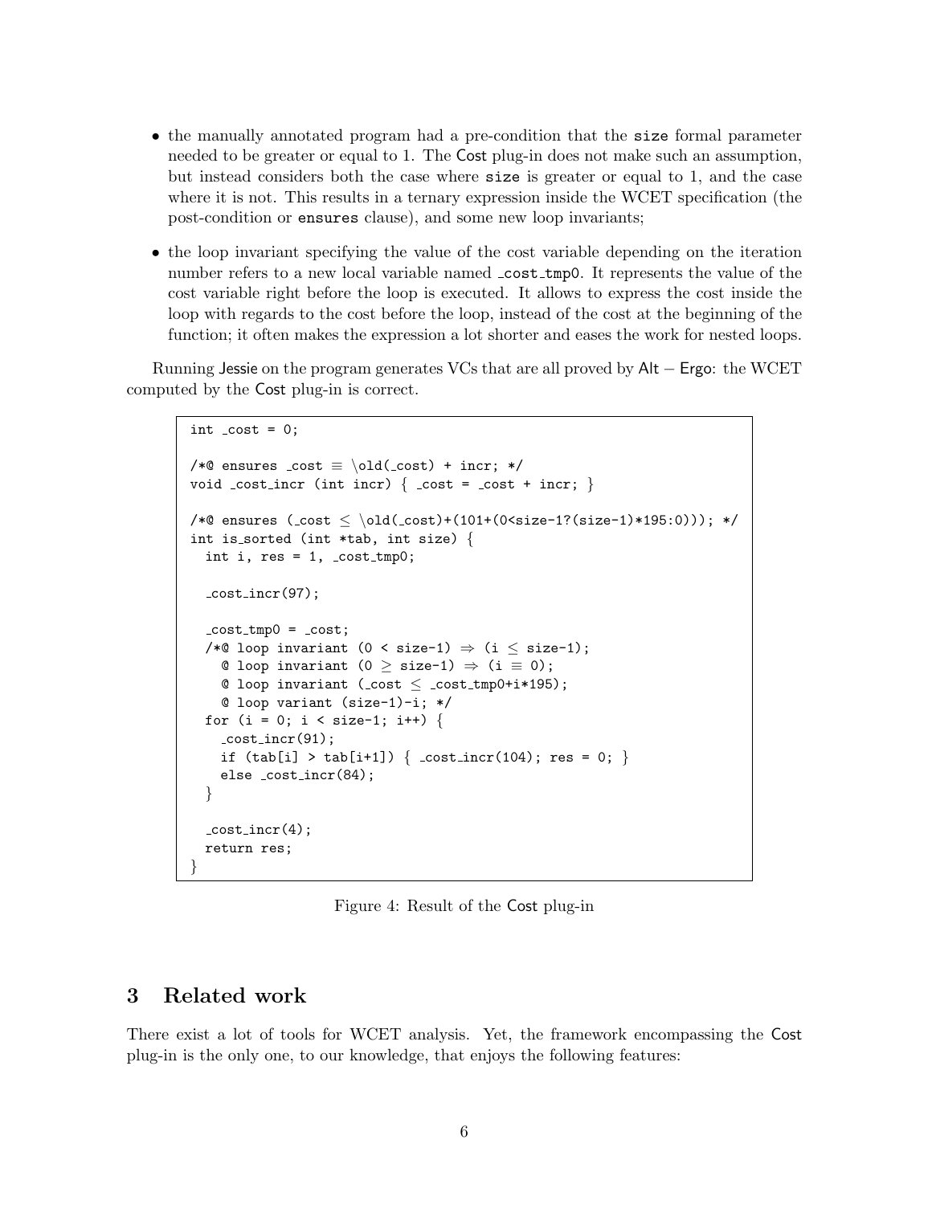- the manually annotated program had a pre-condition that the `size` formal parameter needed to be greater or equal to 1. The Cost plug-in does not make such an assumption, but instead considers both the case where `size` is greater or equal to 1, and the case where it is not. This results in a ternary expression inside the WCET specification (the post-condition or `ensures` clause), and some new loop invariants;
- the loop invariant specifying the value of the cost variable depending on the iteration number refers to a new local variable named `_cost_tmp0`. It represents the value of the cost variable right before the loop is executed. It allows to express the cost inside the loop with regards to the cost before the loop, instead of the cost at the beginning of the function; it often makes the expression a lot shorter and eases the work for nested loops.

Running Jessie on the program generates VCs that are all proved by Alt − Ergo: the WCET computed by the Cost plug-in is correct.

```
int _cost = 0;

/*@ ensures _cost ≡ \old(_cost) + incr; */
void _cost_incr (int incr) { _cost = _cost + incr; }

/*@ ensures (_cost ≤ \old(_cost)+(101+(0<size-1?(size-1)*195:0))); */
int is_sorted (int *tab, int size) {
  int i, res = 1, _cost_tmp0;

  _cost_incr(97);

  _cost_tmp0 = _cost;
  /*@ loop invariant (0 < size-1) ⇒ (i ≤ size-1);
    @ loop invariant (0 ≥ size-1) ⇒ (i ≡ 0);
    @ loop invariant (_cost ≤ _cost_tmp0+i*195);
    @ loop variant (size-1)-i; */
  for (i = 0; i < size-1; i++) {
    _cost_incr(91);
    if (tab[i] > tab[i+1]) { _cost_incr(104); res = 0; }
    else _cost_incr(84);
  }

  _cost_incr(4);
  return res;
}
```

Figure 4: Result of the Cost plug-in

## 3 Related work

There exist a lot of tools for WCET analysis. Yet, the framework encompassing the Cost plug-in is the only one, to our knowledge, that enjoys the following features: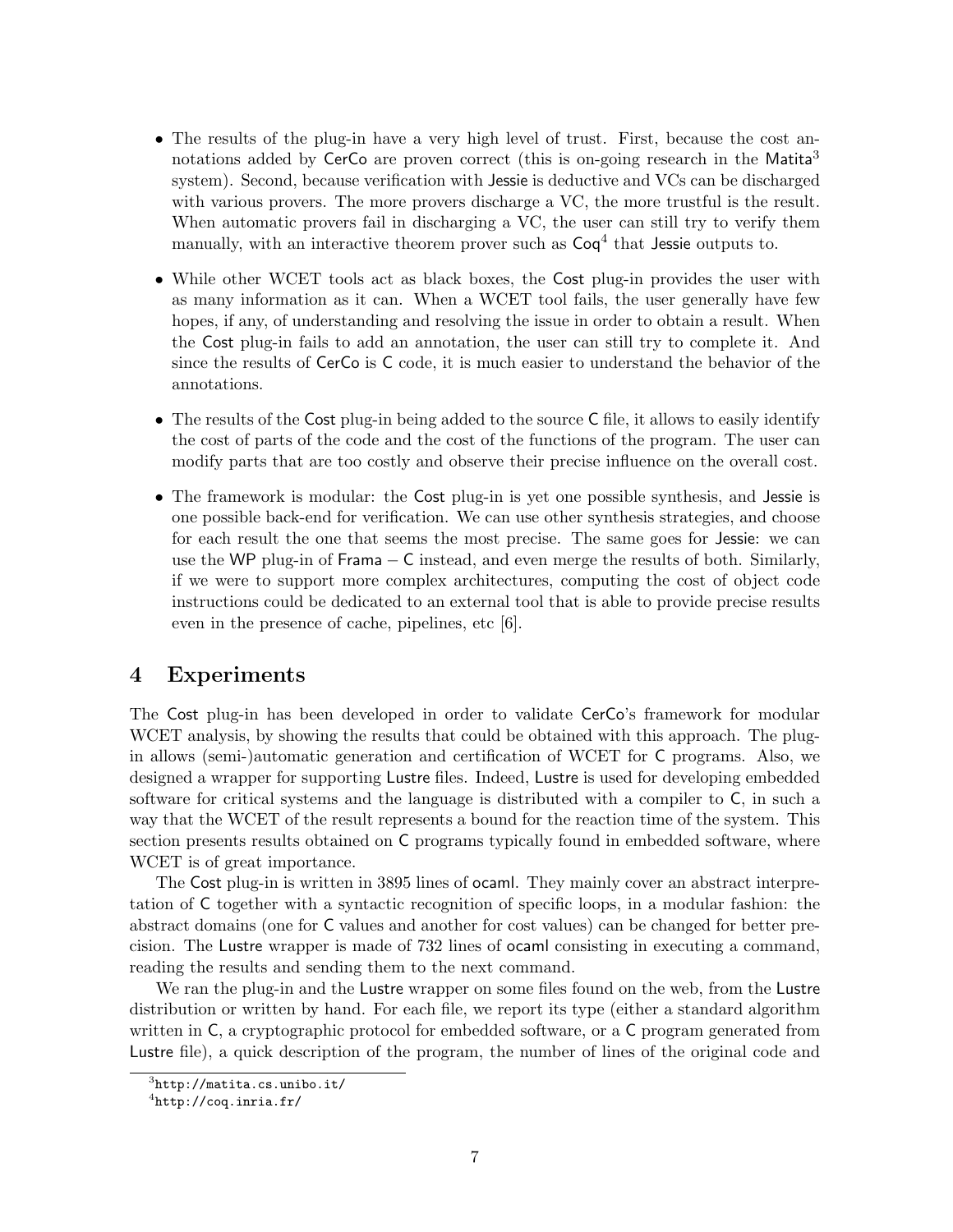- The results of the plug-in have a very high level of trust. First, because the cost annotations added by CerCo are proven correct (this is on-going research in the Matita[3] system). Second, because verification with Jessie is deductive and VCs can be discharged with various provers. The more provers discharge a VC, the more trustful is the result. When automatic provers fail in discharging a VC, the user can still try to verify them manually, with an interactive theorem prover such as Coq[4] that Jessie outputs to.

- While other WCET tools act as black boxes, the Cost plug-in provides the user with as many information as it can. When a WCET tool fails, the user generally have few hopes, if any, of understanding and resolving the issue in order to obtain a result. When the Cost plug-in fails to add an annotation, the user can still try to complete it. And since the results of CerCo is C code, it is much easier to understand the behavior of the annotations.

- The results of the Cost plug-in being added to the source C file, it allows to easily identify the cost of parts of the code and the cost of the functions of the program. The user can modify parts that are too costly and observe their precise influence on the overall cost.

- The framework is modular: the Cost plug-in is yet one possible synthesis, and Jessie is one possible back-end for verification. We can use other synthesis strategies, and choose for each result the one that seems the most precise. The same goes for Jessie: we can use the WP plug-in of Frama − C instead, and even merge the results of both. Similarly, if we were to support more complex architectures, computing the cost of object code instructions could be dedicated to an external tool that is able to provide precise results even in the presence of cache, pipelines, etc [6].

# 4 Experiments

The Cost plug-in has been developed in order to validate CerCo's framework for modular WCET analysis, by showing the results that could be obtained with this approach. The plug-in allows (semi-)automatic generation and certification of WCET for C programs. Also, we designed a wrapper for supporting Lustre files. Indeed, Lustre is used for developing embedded software for critical systems and the language is distributed with a compiler to C, in such a way that the WCET of the result represents a bound for the reaction time of the system. This section presents results obtained on C programs typically found in embedded software, where WCET is of great importance.

The Cost plug-in is written in 3895 lines of ocaml. They mainly cover an abstract interpretation of C together with a syntactic recognition of specific loops, in a modular fashion: the abstract domains (one for C values and another for cost values) can be changed for better precision. The Lustre wrapper is made of 732 lines of ocaml consisting in executing a command, reading the results and sending them to the next command.

We ran the plug-in and the Lustre wrapper on some files found on the web, from the Lustre distribution or written by hand. For each file, we report its type (either a standard algorithm written in C, a cryptographic protocol for embedded software, or a C program generated from Lustre file), a quick description of the program, the number of lines of the original code and

[3] http://matita.cs.unibo.it/

[4] http://coq.inria.fr/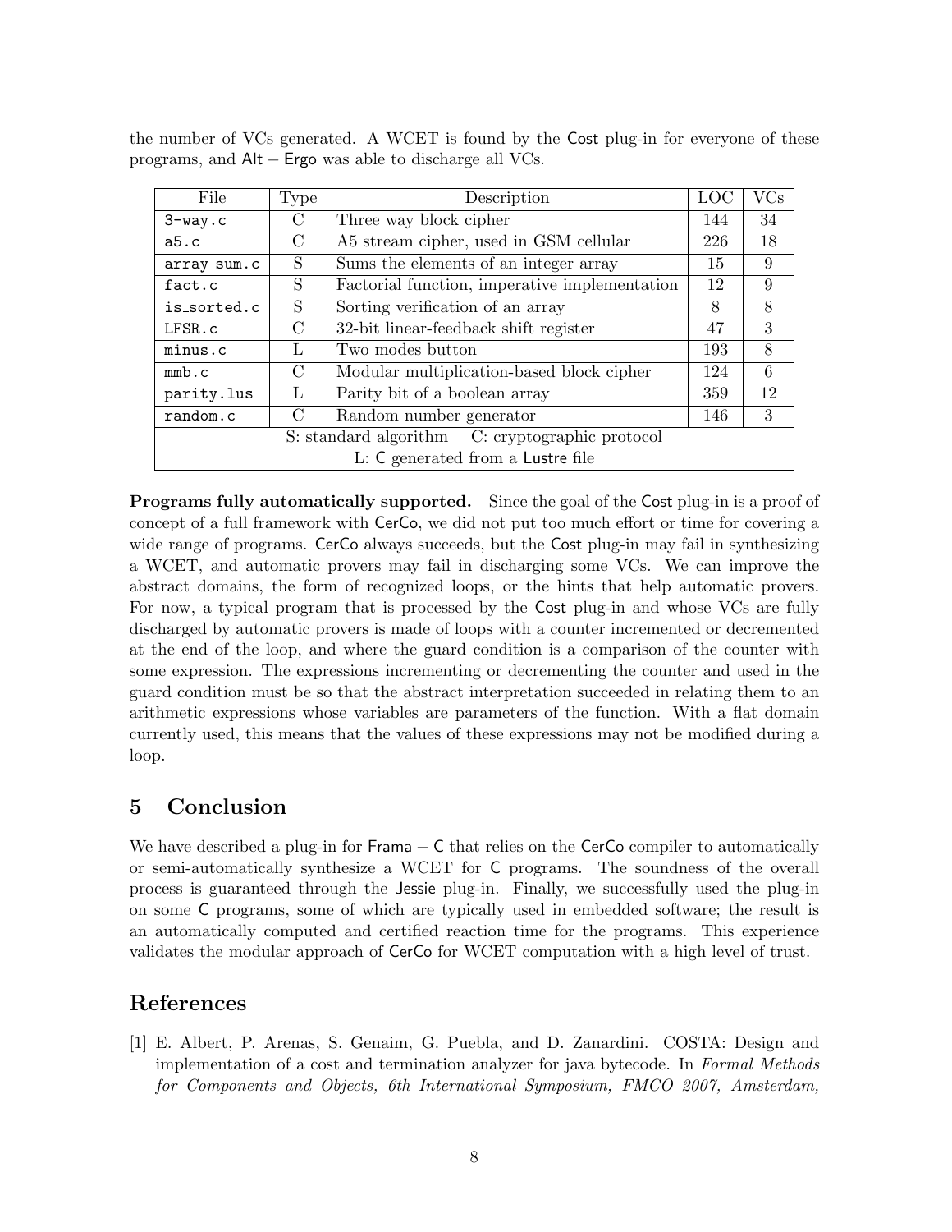the number of VCs generated. A WCET is found by the Cost plug-in for everyone of these programs, and Alt − Ergo was able to discharge all VCs.

| File | Type | Description | LOC | VCs |
|---|---|---|---|---|
| `3-way.c` | C | Three way block cipher | 144 | 34 |
| `a5.c` | C | A5 stream cipher, used in GSM cellular | 226 | 18 |
| `array_sum.c` | S | Sums the elements of an integer array | 15 | 9 |
| `fact.c` | S | Factorial function, imperative implementation | 12 | 9 |
| `is_sorted.c` | S | Sorting verification of an array | 8 | 8 |
| `LFSR.c` | C | 32-bit linear-feedback shift register | 47 | 3 |
| `minus.c` | L | Two modes button | 193 | 8 |
| `mmb.c` | C | Modular multiplication-based block cipher | 124 | 6 |
| `parity.lus` | L | Parity bit of a boolean array | 359 | 12 |
| `random.c` | C | Random number generator | 146 | 3 |
| S: standard algorithm C: cryptographic protocol L: C generated from a Lustre file | | | | |

**Programs fully automatically supported.** Since the goal of the Cost plug-in is a proof of concept of a full framework with CerCo, we did not put too much effort or time for covering a wide range of programs. CerCo always succeeds, but the Cost plug-in may fail in synthesizing a WCET, and automatic provers may fail in discharging some VCs. We can improve the abstract domains, the form of recognized loops, or the hints that help automatic provers. For now, a typical program that is processed by the Cost plug-in and whose VCs are fully discharged by automatic provers is made of loops with a counter incremented or decremented at the end of the loop, and where the guard condition is a comparison of the counter with some expression. The expressions incrementing or decrementing the counter and used in the guard condition must be so that the abstract interpretation succeeded in relating them to an arithmetic expressions whose variables are parameters of the function. With a flat domain currently used, this means that the values of these expressions may not be modified during a loop.

## 5 Conclusion

We have described a plug-in for Frama − C that relies on the CerCo compiler to automatically or semi-automatically synthesize a WCET for C programs. The soundness of the overall process is guaranteed through the Jessie plug-in. Finally, we successfully used the plug-in on some C programs, some of which are typically used in embedded software; the result is an automatically computed and certified reaction time for the programs. This experience validates the modular approach of CerCo for WCET computation with a high level of trust.

## References

[1] E. Albert, P. Arenas, S. Genaim, G. Puebla, and D. Zanardini. COSTA: Design and implementation of a cost and termination analyzer for java bytecode. In *Formal Methods for Components and Objects, 6th International Symposium, FMCO 2007, Amsterdam,*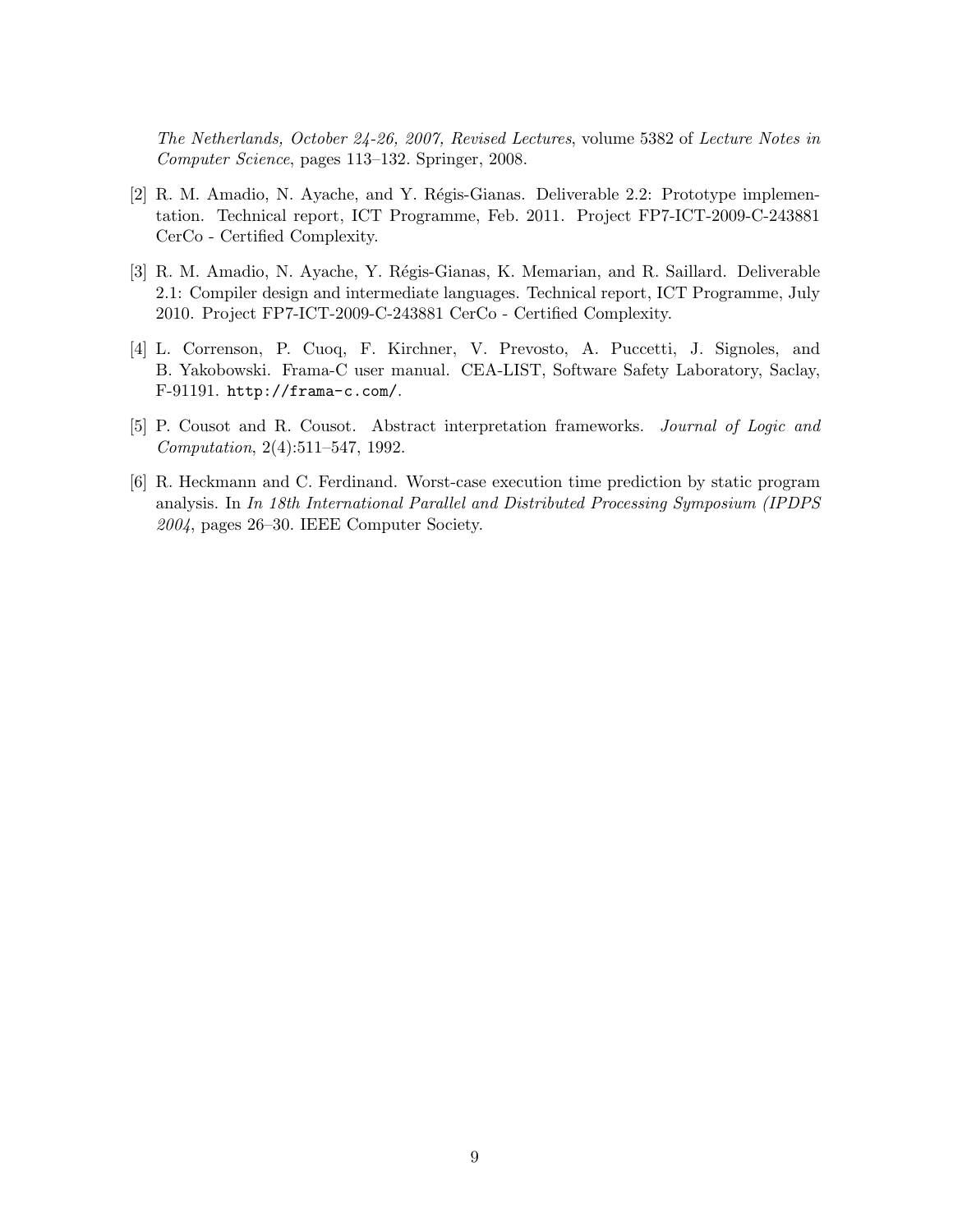*The Netherlands, October 24-26, 2007, Revised Lectures*, volume 5382 of *Lecture Notes in Computer Science*, pages 113–132. Springer, 2008.

[2] R. M. Amadio, N. Ayache, and Y. Régis-Gianas. Deliverable 2.2: Prototype implementation. Technical report, ICT Programme, Feb. 2011. Project FP7-ICT-2009-C-243881 CerCo - Certified Complexity.

[3] R. M. Amadio, N. Ayache, Y. Régis-Gianas, K. Memarian, and R. Saillard. Deliverable 2.1: Compiler design and intermediate languages. Technical report, ICT Programme, July 2010. Project FP7-ICT-2009-C-243881 CerCo - Certified Complexity.

[4] L. Correnson, P. Cuoq, F. Kirchner, V. Prevosto, A. Puccetti, J. Signoles, and B. Yakobowski. Frama-C user manual. CEA-LIST, Software Safety Laboratory, Saclay, F-91191. `http://frama-c.com/`.

[5] P. Cousot and R. Cousot. Abstract interpretation frameworks. *Journal of Logic and Computation*, 2(4):511–547, 1992.

[6] R. Heckmann and C. Ferdinand. Worst-case execution time prediction by static program analysis. In *In 18th International Parallel and Distributed Processing Symposium (IPDPS 2004*, pages 26–30. IEEE Computer Society.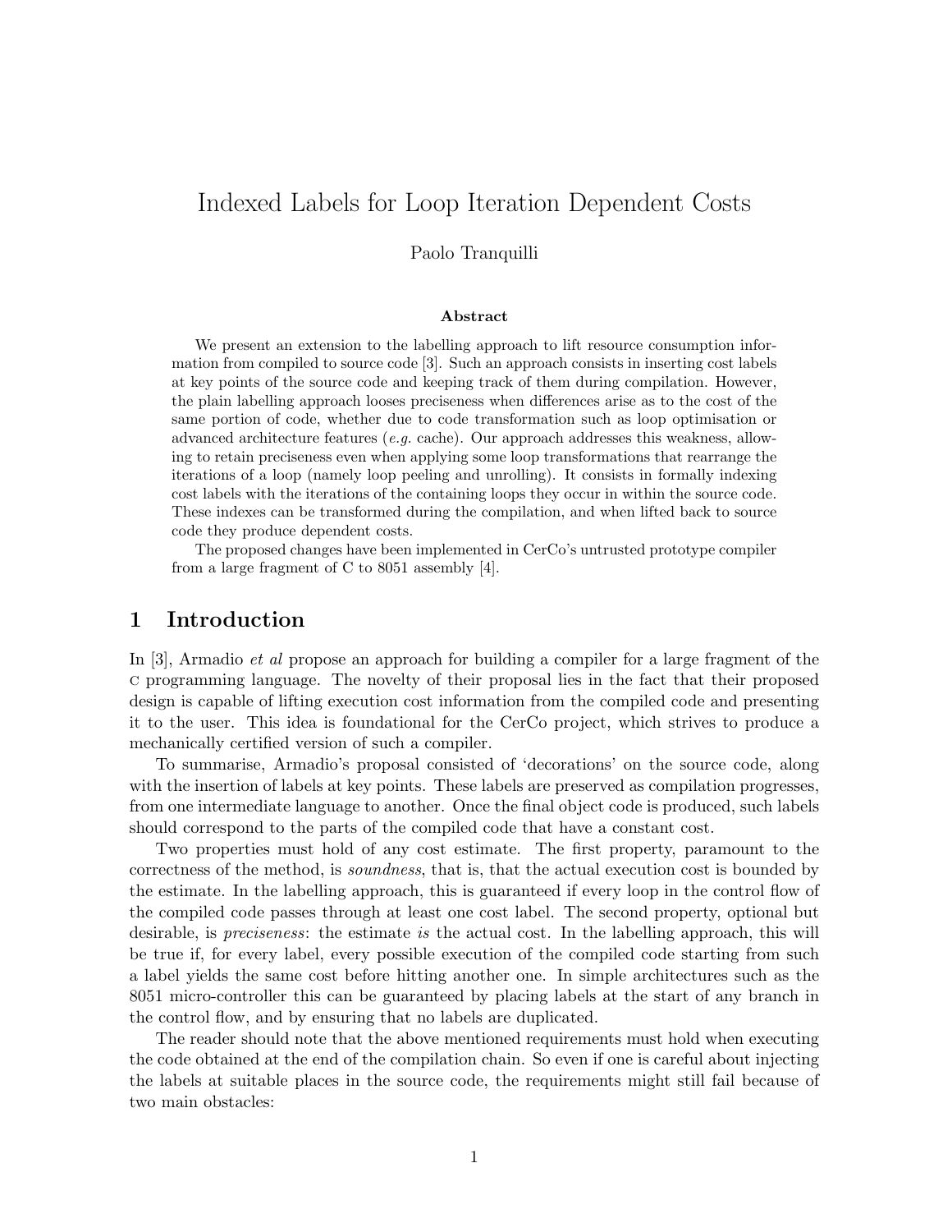# Indexed Labels for Loop Iteration Dependent Costs

Paolo Tranquilli

### Abstract

We present an extension to the labelling approach to lift resource consumption information from compiled to source code [3]. Such an approach consists in inserting cost labels at key points of the source code and keeping track of them during compilation. However, the plain labelling approach looses preciseness when differences arise as to the cost of the same portion of code, whether due to code transformation such as loop optimisation or advanced architecture features (*e.g.* cache). Our approach addresses this weakness, allowing to retain preciseness even when applying some loop transformations that rearrange the iterations of a loop (namely loop peeling and unrolling). It consists in formally indexing cost labels with the iterations of the containing loops they occur in within the source code. These indexes can be transformed during the compilation, and when lifted back to source code they produce dependent costs.

The proposed changes have been implemented in CerCo's untrusted prototype compiler from a large fragment of C to 8051 assembly [4].

## 1 Introduction

In [3], Armadio *et al* propose an approach for building a compiler for a large fragment of the C programming language. The novelty of their proposal lies in the fact that their proposed design is capable of lifting execution cost information from the compiled code and presenting it to the user. This idea is foundational for the CerCo project, which strives to produce a mechanically certified version of such a compiler.

To summarise, Armadio's proposal consisted of 'decorations' on the source code, along with the insertion of labels at key points. These labels are preserved as compilation progresses, from one intermediate language to another. Once the final object code is produced, such labels should correspond to the parts of the compiled code that have a constant cost.

Two properties must hold of any cost estimate. The first property, paramount to the correctness of the method, is *soundness*, that is, that the actual execution cost is bounded by the estimate. In the labelling approach, this is guaranteed if every loop in the control flow of the compiled code passes through at least one cost label. The second property, optional but desirable, is *preciseness*: the estimate *is* the actual cost. In the labelling approach, this will be true if, for every label, every possible execution of the compiled code starting from such a label yields the same cost before hitting another one. In simple architectures such as the 8051 micro-controller this can be guaranteed by placing labels at the start of any branch in the control flow, and by ensuring that no labels are duplicated.

The reader should note that the above mentioned requirements must hold when executing the code obtained at the end of the compilation chain. So even if one is careful about injecting the labels at suitable places in the source code, the requirements might still fail because of two main obstacles: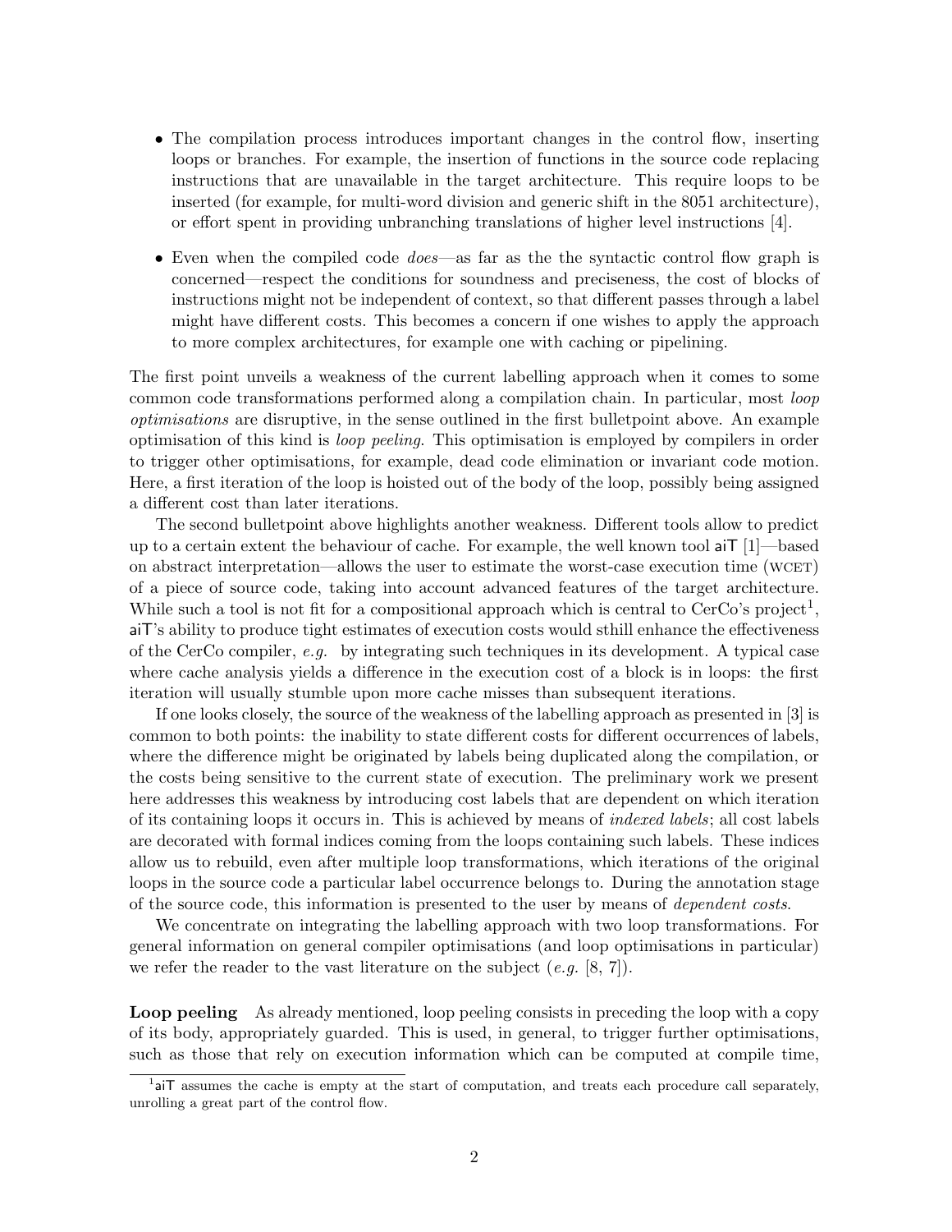- The compilation process introduces important changes in the control flow, inserting loops or branches. For example, the insertion of functions in the source code replacing instructions that are unavailable in the target architecture. This require loops to be inserted (for example, for multi-word division and generic shift in the 8051 architecture), or effort spent in providing unbranching translations of higher level instructions [4].
- Even when the compiled code *does*—as far as the the syntactic control flow graph is concerned—respect the conditions for soundness and preciseness, the cost of blocks of instructions might not be independent of context, so that different passes through a label might have different costs. This becomes a concern if one wishes to apply the approach to more complex architectures, for example one with caching or pipelining.

The first point unveils a weakness of the current labelling approach when it comes to some common code transformations performed along a compilation chain. In particular, most *loop optimisations* are disruptive, in the sense outlined in the first bulletpoint above. An example optimisation of this kind is *loop peeling*. This optimisation is employed by compilers in order to trigger other optimisations, for example, dead code elimination or invariant code motion. Here, a first iteration of the loop is hoisted out of the body of the loop, possibly being assigned a different cost than later iterations.

The second bulletpoint above highlights another weakness. Different tools allow to predict up to a certain extent the behaviour of cache. For example, the well known tool aiT [1]—based on abstract interpretation—allows the user to estimate the worst-case execution time (WCET) of a piece of source code, taking into account advanced features of the target architecture. While such a tool is not fit for a compositional approach which is central to CerCo's project[1], aiT's ability to produce tight estimates of execution costs would sthill enhance the effectiveness of the CerCo compiler, *e.g.* by integrating such techniques in its development. A typical case where cache analysis yields a difference in the execution cost of a block is in loops: the first iteration will usually stumble upon more cache misses than subsequent iterations.

If one looks closely, the source of the weakness of the labelling approach as presented in [3] is common to both points: the inability to state different costs for different occurrences of labels, where the difference might be originated by labels being duplicated along the compilation, or the costs being sensitive to the current state of execution. The preliminary work we present here addresses this weakness by introducing cost labels that are dependent on which iteration of its containing loops it occurs in. This is achieved by means of *indexed labels*; all cost labels are decorated with formal indices coming from the loops containing such labels. These indices allow us to rebuild, even after multiple loop transformations, which iterations of the original loops in the source code a particular label occurrence belongs to. During the annotation stage of the source code, this information is presented to the user by means of *dependent costs*.

We concentrate on integrating the labelling approach with two loop transformations. For general information on general compiler optimisations (and loop optimisations in particular) we refer the reader to the vast literature on the subject (*e.g.* [8, 7]).

**Loop peeling** As already mentioned, loop peeling consists in preceding the loop with a copy of its body, appropriately guarded. This is used, in general, to trigger further optimisations, such as those that rely on execution information which can be computed at compile time,

[1] aiT assumes the cache is empty at the start of computation, and treats each procedure call separately, unrolling a great part of the control flow.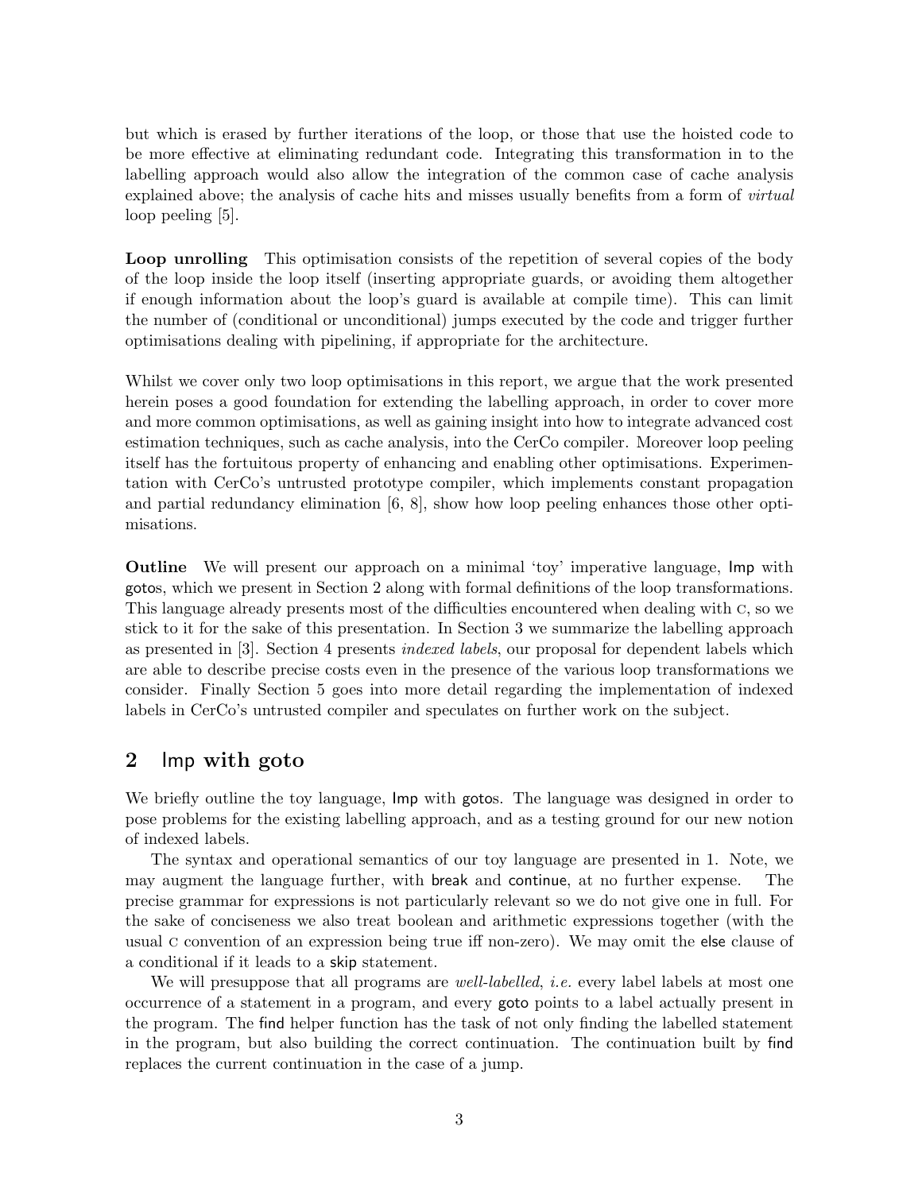but which is erased by further iterations of the loop, or those that use the hoisted code to be more effective at eliminating redundant code. Integrating this transformation in to the labelling approach would also allow the integration of the common case of cache analysis explained above; the analysis of cache hits and misses usually benefits from a form of *virtual* loop peeling [5].

**Loop unrolling** This optimisation consists of the repetition of several copies of the body of the loop inside the loop itself (inserting appropriate guards, or avoiding them altogether if enough information about the loop's guard is available at compile time). This can limit the number of (conditional or unconditional) jumps executed by the code and trigger further optimisations dealing with pipelining, if appropriate for the architecture.

Whilst we cover only two loop optimisations in this report, we argue that the work presented herein poses a good foundation for extending the labelling approach, in order to cover more and more common optimisations, as well as gaining insight into how to integrate advanced cost estimation techniques, such as cache analysis, into the CerCo compiler. Moreover loop peeling itself has the fortuitous property of enhancing and enabling other optimisations. Experimentation with CerCo's untrusted prototype compiler, which implements constant propagation and partial redundancy elimination [6, 8], show how loop peeling enhances those other optimisations.

**Outline** We will present our approach on a minimal 'toy' imperative language, Imp with gotos, which we present in Section 2 along with formal definitions of the loop transformations. This language already presents most of the difficulties encountered when dealing with C, so we stick to it for the sake of this presentation. In Section 3 we summarize the labelling approach as presented in [3]. Section 4 presents *indexed labels*, our proposal for dependent labels which are able to describe precise costs even in the presence of the various loop transformations we consider. Finally Section 5 goes into more detail regarding the implementation of indexed labels in CerCo's untrusted compiler and speculates on further work on the subject.

## 2 Imp with goto

We briefly outline the toy language, Imp with gotos. The language was designed in order to pose problems for the existing labelling approach, and as a testing ground for our new notion of indexed labels.

The syntax and operational semantics of our toy language are presented in 1. Note, we may augment the language further, with break and continue, at no further expense. The precise grammar for expressions is not particularly relevant so we do not give one in full. For the sake of conciseness we also treat boolean and arithmetic expressions together (with the usual C convention of an expression being true iff non-zero). We may omit the else clause of a conditional if it leads to a skip statement.

We will presuppose that all programs are *well-labelled*, *i.e.* every label labels at most one occurrence of a statement in a program, and every goto points to a label actually present in the program. The find helper function has the task of not only finding the labelled statement in the program, but also building the correct continuation. The continuation built by find replaces the current continuation in the case of a jump.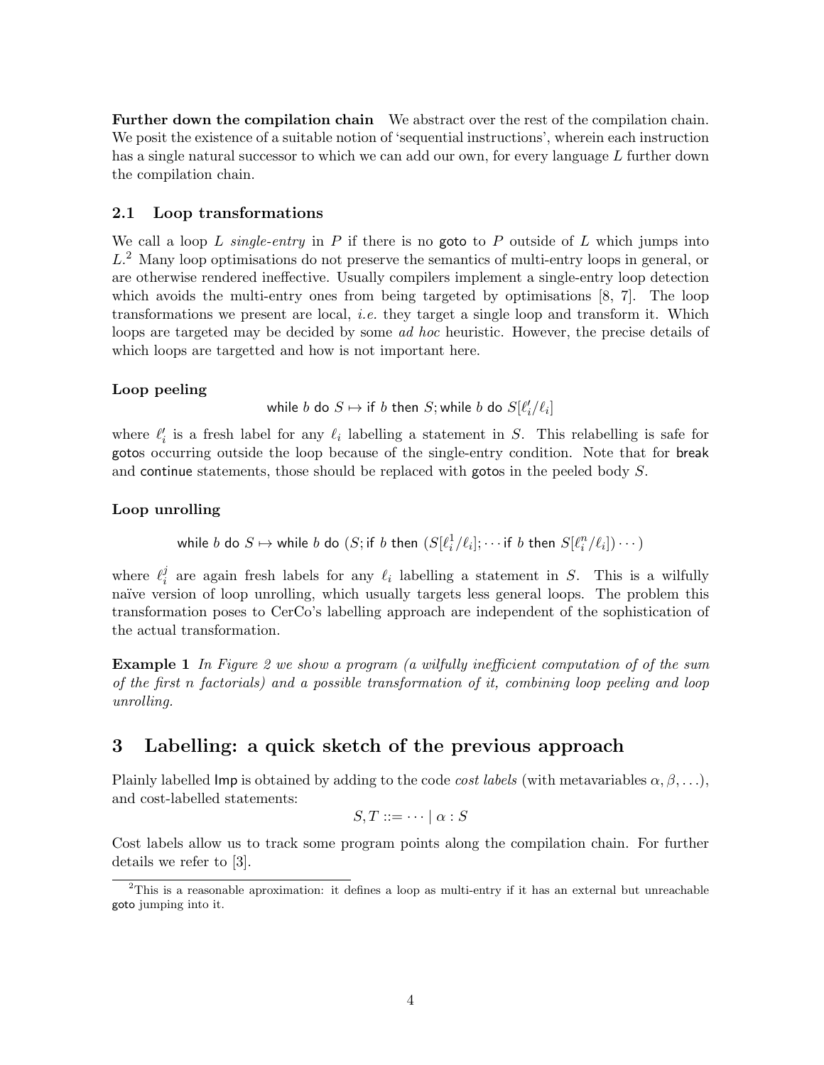**Further down the compilation chain** We abstract over the rest of the compilation chain. We posit the existence of a suitable notion of 'sequential instructions', wherein each instruction has a single natural successor to which we can add our own, for every language $L$ further down the compilation chain.

### 2.1 Loop transformations

We call a loop $L$ *single-entry* in $P$ if there is no goto to $P$ outside of $L$ which jumps into $L$.[2] Many loop optimisations do not preserve the semantics of multi-entry loops in general, or are otherwise rendered ineffective. Usually compilers implement a single-entry loop detection which avoids the multi-entry ones from being targeted by optimisations [8, 7]. The loop transformations we present are local, *i.e.* they target a single loop and transform it. Which loops are targeted may be decided by some *ad hoc* heuristic. However, the precise details of which loops are targetted and how is not important here.

**Loop peeling**

$$\mathsf{while}\ b\ \mathsf{do}\ S \mapsto \mathsf{if}\ b\ \mathsf{then}\ S; \mathsf{while}\ b\ \mathsf{do}\ S[\ell'_i/\ell_i]$$

where $\ell'_i$ is a fresh label for any $\ell_i$ labelling a statement in $S$. This relabelling is safe for gotos occurring outside the loop because of the single-entry condition. Note that for break and continue statements, those should be replaced with gotos in the peeled body $S$.

**Loop unrolling**

$$\mathsf{while}\ b\ \mathsf{do}\ S \mapsto \mathsf{while}\ b\ \mathsf{do}\ (S; \mathsf{if}\ b\ \mathsf{then}\ (S[\ell^1_i/\ell_i]; \cdots \mathsf{if}\ b\ \mathsf{then}\ S[\ell^n_i/\ell_i]) \cdots)$$

where $\ell^j_i$ are again fresh labels for any $\ell_i$ labelling a statement in $S$. This is a wilfully naïve version of loop unrolling, which usually targets less general loops. The problem this transformation poses to CerCo's labelling approach are independent of the sophistication of the actual transformation.

**Example 1** *In Figure 2 we show a program (a wilfully inefficient computation of of the sum of the first n factorials) and a possible transformation of it, combining loop peeling and loop unrolling.*

## 3 Labelling: a quick sketch of the previous approach

Plainly labelled Imp is obtained by adding to the code *cost labels* (with metavariables $\alpha, \beta, \ldots$), and cost-labelled statements:

$$S, T ::= \cdots \mid \alpha : S$$

Cost labels allow us to track some program points along the compilation chain. For further details we refer to [3].

[2]This is a reasonable aproximation: it defines a loop as multi-entry if it has an external but unreachable goto jumping into it.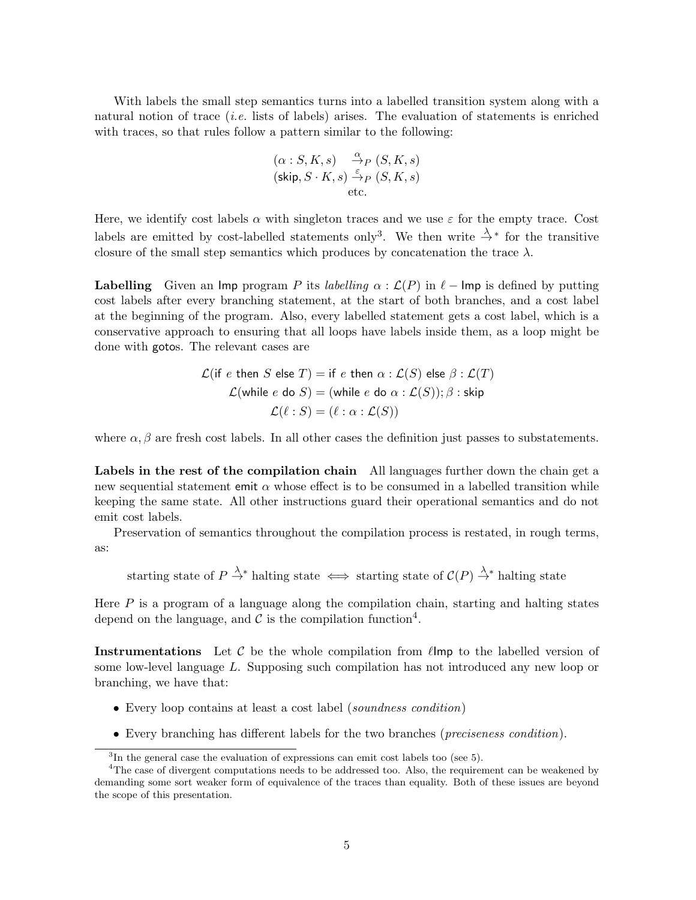With labels the small step semantics turns into a labelled transition system along with a natural notion of trace (*i.e.* lists of labels) arises. The evaluation of statements is enriched with traces, so that rules follow a pattern similar to the following:

$$
\begin{array}{c}
(\alpha : S, K, s) \xrightarrow{\alpha}_P (S, K, s) \\
(\mathsf{skip}, S \cdot K, s) \xrightarrow{\varepsilon}_P (S, K, s) \\
\text{etc.}
\end{array}
$$

Here, we identify cost labels $\alpha$ with singleton traces and we use $\varepsilon$ for the empty trace. Cost labels are emitted by cost-labelled statements only[3]. We then write $\xrightarrow{\lambda}{}^*$ for the transitive closure of the small step semantics which produces by concatenation the trace $\lambda$.

**Labelling** Given an $\mathsf{Imp}$ program $P$ its *labelling* $\alpha : \mathcal{L}(P)$ in $\ell-\mathsf{Imp}$ is defined by putting cost labels after every branching statement, at the start of both branches, and a cost label at the beginning of the program. Also, every labelled statement gets a cost label, which is a conservative approach to ensuring that all loops have labels inside them, as a loop might be done with gotos. The relevant cases are

$$
\begin{aligned}
\mathcal{L}(\mathsf{if}\ e\ \mathsf{then}\ S\ \mathsf{else}\ T) &= \mathsf{if}\ e\ \mathsf{then}\ \alpha : \mathcal{L}(S)\ \mathsf{else}\ \beta : \mathcal{L}(T) \\
\mathcal{L}(\mathsf{while}\ e\ \mathsf{do}\ S) &= (\mathsf{while}\ e\ \mathsf{do}\ \alpha : \mathcal{L}(S)); \beta : \mathsf{skip} \\
\mathcal{L}(\ell : S) &= (\ell : \alpha : \mathcal{L}(S))
\end{aligned}
$$

where $\alpha, \beta$ are fresh cost labels. In all other cases the definition just passes to substatements.

**Labels in the rest of the compilation chain** All languages further down the chain get a new sequential statement $\mathsf{emit}\ \alpha$ whose effect is to be consumed in a labelled transition while keeping the same state. All other instructions guard their operational semantics and do not emit cost labels.

Preservation of semantics throughout the compilation process is restated, in rough terms, as:

$$
\text{starting state of } P \xrightarrow{\lambda}{}^* \text{ halting state} \iff \text{starting state of } \mathcal{C}(P) \xrightarrow{\lambda}{}^* \text{ halting state}
$$

Here $P$ is a program of a language along the compilation chain, starting and halting states depend on the language, and $\mathcal{C}$ is the compilation function[4].

**Instrumentations** Let $\mathcal{C}$ be the whole compilation from $\ell\mathsf{Imp}$ to the labelled version of some low-level language $L$. Supposing such compilation has not introduced any new loop or branching, we have that:

- Every loop contains at least a cost label (*soundness condition*)
- Every branching has different labels for the two branches (*preciseness condition*).

[3] In the general case the evaluation of expressions can emit cost labels too (see 5).

[4] The case of divergent computations needs to be addressed too. Also, the requirement can be weakened by demanding some sort weaker form of equivalence of the traces than equality. Both of these issues are beyond the scope of this presentation.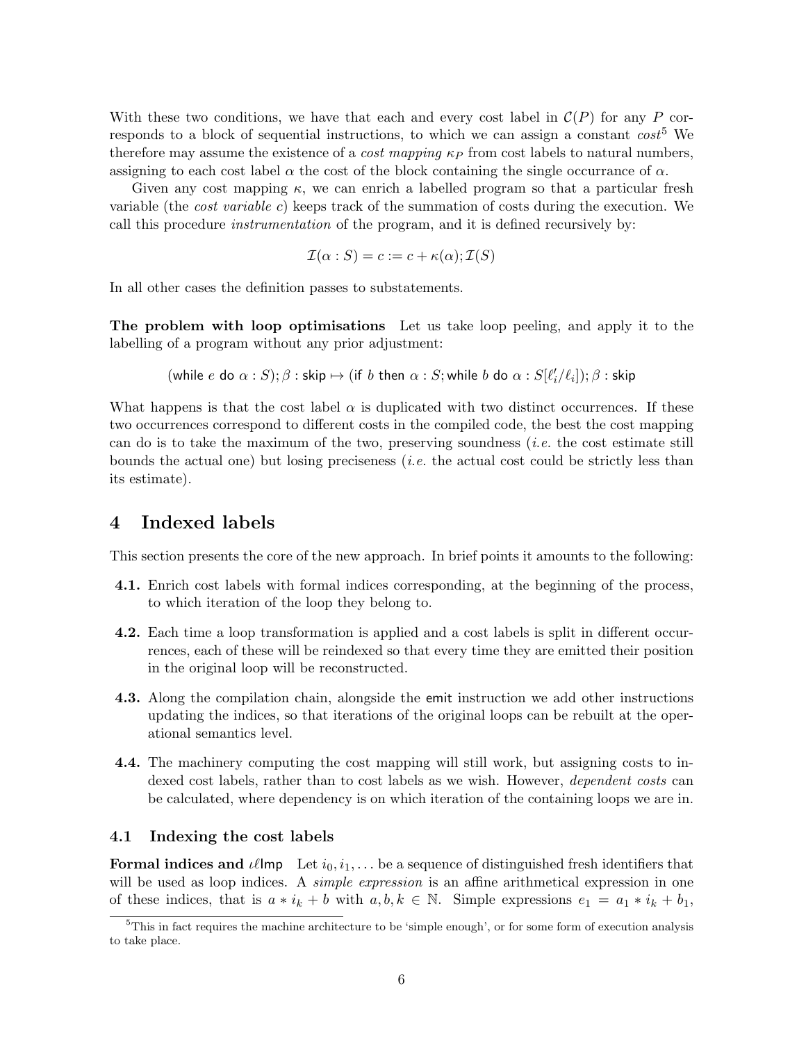With these two conditions, we have that each and every cost label in $\mathcal{C}(P)$ for any $P$ corresponds to a block of sequential instructions, to which we can assign a constant *cost*[5] We therefore may assume the existence of a *cost mapping* $\kappa_P$ from cost labels to natural numbers, assigning to each cost label $\alpha$ the cost of the block containing the single occurrance of $\alpha$.

Given any cost mapping $\kappa$, we can enrich a labelled program so that a particular fresh variable (the *cost variable* $c$) keeps track of the summation of costs during the execution. We call this procedure *instrumentation* of the program, and it is defined recursively by:

$$\mathcal{I}(\alpha : S) = c := c + \kappa(\alpha); \mathcal{I}(S)$$

In all other cases the definition passes to substatements.

**The problem with loop optimisations** Let us take loop peeling, and apply it to the labelling of a program without any prior adjustment:

$$(\mathsf{while}\ e\ \mathsf{do}\ \alpha : S); \beta : \mathsf{skip} \mapsto (\mathsf{if}\ b\ \mathsf{then}\ \alpha : S; \mathsf{while}\ b\ \mathsf{do}\ \alpha : S[\ell'_i/\ell_i]); \beta : \mathsf{skip}$$

What happens is that the cost label $\alpha$ is duplicated with two distinct occurrences. If these two occurrences correspond to different costs in the compiled code, the best the cost mapping can do is to take the maximum of the two, preserving soundness (*i.e.* the cost estimate still bounds the actual one) but losing preciseness (*i.e.* the actual cost could be strictly less than its estimate).

# 4 Indexed labels

This section presents the core of the new approach. In brief points it amounts to the following:

**4.1.** Enrich cost labels with formal indices corresponding, at the beginning of the process, to which iteration of the loop they belong to.

**4.2.** Each time a loop transformation is applied and a cost labels is split in different occurrences, each of these will be reindexed so that every time they are emitted their position in the original loop will be reconstructed.

**4.3.** Along the compilation chain, alongside the emit instruction we add other instructions updating the indices, so that iterations of the original loops can be rebuilt at the operational semantics level.

**4.4.** The machinery computing the cost mapping will still work, but assigning costs to indexed cost labels, rather than to cost labels as we wish. However, *dependent costs* can be calculated, where dependency is on which iteration of the containing loops we are in.

## 4.1 Indexing the cost labels

**Formal indices and $\iota\ell\mathsf{Imp}$** Let $i_0, i_1, \ldots$ be a sequence of distinguished fresh identifiers that will be used as loop indices. A *simple expression* is an affine arithmetical expression in one of these indices, that is $a * i_k + b$ with $a, b, k \in \mathbb{N}$. Simple expressions $e_1 = a_1 * i_k + b_1$,

[5] This in fact requires the machine architecture to be 'simple enough', or for some form of execution analysis to take place.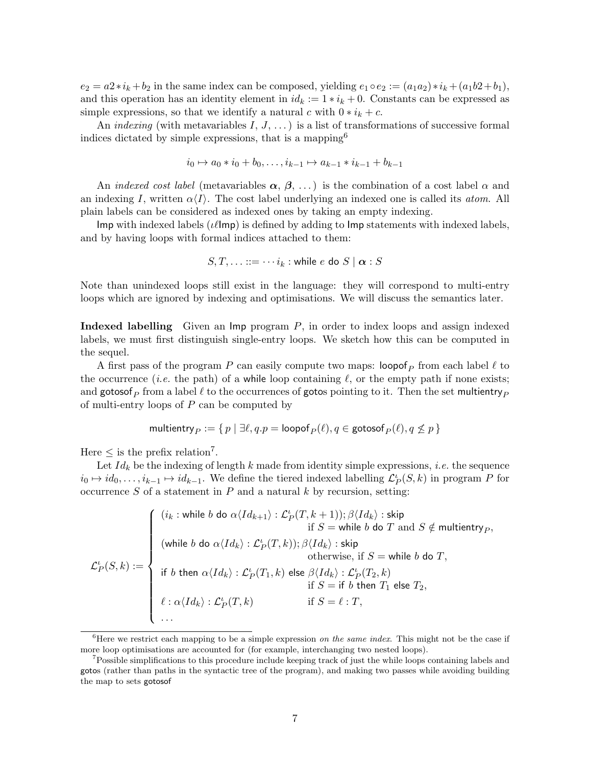$e_2 = a2 * i_k + b_2$ in the same index can be composed, yielding $e_1 \circ e_2 := (a_1 a_2) * i_k + (a_1 b2 + b_1)$, and this operation has an identity element in $id_k := 1 * i_k + 0$. Constants can be expressed as simple expressions, so that we identify a natural $c$ with $0 * i_k + c$.

An *indexing* (with metavariables $I$, $J$, ...) is a list of transformations of successive formal indices dictated by simple expressions, that is a mapping[6]

$$i_0 \mapsto a_0 * i_0 + b_0, \ldots, i_{k-1} \mapsto a_{k-1} * i_{k-1} + b_{k-1}$$

An *indexed cost label* (metavariables $\boldsymbol{\alpha}$, $\boldsymbol{\beta}$, ...) is the combination of a cost label $\alpha$ and an indexing $I$, written $\alpha\langle I\rangle$. The cost label underlying an indexed one is called its *atom*. All plain labels can be considered as indexed ones by taking an empty indexing.

$\mathsf{Imp}$ with indexed labels ($\iota\ell\mathsf{Imp}$) is defined by adding to $\mathsf{Imp}$ statements with indexed labels, and by having loops with formal indices attached to them:

$$S, T, \ldots ::= \cdots i_k : \mathsf{while}\ e\ \mathsf{do}\ S \mid \boldsymbol{\alpha} : S$$

Note than unindexed loops still exist in the language: they will correspond to multi-entry loops which are ignored by indexing and optimisations. We will discuss the semantics later.

**Indexed labelling** Given an $\mathsf{Imp}$ program $P$, in order to index loops and assign indexed labels, we must first distinguish single-entry loops. We sketch how this can be computed in the sequel.

A first pass of the program $P$ can easily compute two maps: $\mathsf{loopof}_P$ from each label $\ell$ to the occurrence (*i.e.* the path) of a $\mathsf{while}$ loop containing $\ell$, or the empty path if none exists; and $\mathsf{gotosof}_P$ from a label $\ell$ to the occurrences of $\mathsf{goto}$s pointing to it. Then the set $\mathsf{multientry}_P$ of multi-entry loops of $P$ can be computed by

$$\mathsf{multientry}_P := \{\, p \mid \exists \ell, q. p = \mathsf{loopof}_P(\ell), q \in \mathsf{gotosof}_P(\ell), q \not\leq p \,\}$$

Here $\leq$ is the prefix relation[7].

Let $Id_k$ be the indexing of length $k$ made from identity simple expressions, *i.e.* the sequence $i_0 \mapsto id_0, \ldots, i_{k-1} \mapsto id_{k-1}$. We define the tiered indexed labelling $\mathcal{L}^\iota_P(S, k)$ in program $P$ for occurrence $S$ of a statement in $P$ and a natural $k$ by recursion, setting:

$$\mathcal{L}^\iota_P(S,k) := \begin{cases} (i_k : \mathsf{while}\ b\ \mathsf{do}\ \alpha\langle Id_{k+1}\rangle : \mathcal{L}^\iota_P(T, k+1)); \beta\langle Id_k\rangle : \mathsf{skip} & \\ \qquad\qquad\qquad\qquad\qquad \text{if } S = \mathsf{while}\ b\ \mathsf{do}\ T \text{ and } S \notin \mathsf{multientry}_P, & \\ (\mathsf{while}\ b\ \mathsf{do}\ \alpha\langle Id_k\rangle : \mathcal{L}^\iota_P(T, k)); \beta\langle Id_k\rangle : \mathsf{skip} & \\ \qquad\qquad\qquad\qquad\qquad \text{otherwise, if } S = \mathsf{while}\ b\ \mathsf{do}\ T, & \\ \mathsf{if}\ b\ \mathsf{then}\ \alpha\langle Id_k\rangle : \mathcal{L}^\iota_P(T_1, k)\ \mathsf{else}\ \beta\langle Id_k\rangle : \mathcal{L}^\iota_P(T_2, k) & \\ \qquad\qquad\qquad\qquad\qquad \text{if } S = \mathsf{if}\ b\ \mathsf{then}\ T_1\ \mathsf{else}\ T_2, & \\ \ell : \alpha\langle Id_k\rangle : \mathcal{L}^\iota_P(T, k) \qquad\qquad \text{if } S = \ell : T, & \\ \ldots & \end{cases}$$

[6] Here we restrict each mapping to be a simple expression *on the same index*. This might not be the case if more loop optimisations are accounted for (for example, interchanging two nested loops).

[7] Possible simplifications to this procedure include keeping track of just the while loops containing labels and $\mathsf{goto}$s (rather than paths in the syntactic tree of the program), and making two passes while avoiding building the map to sets $\mathsf{gotosof}$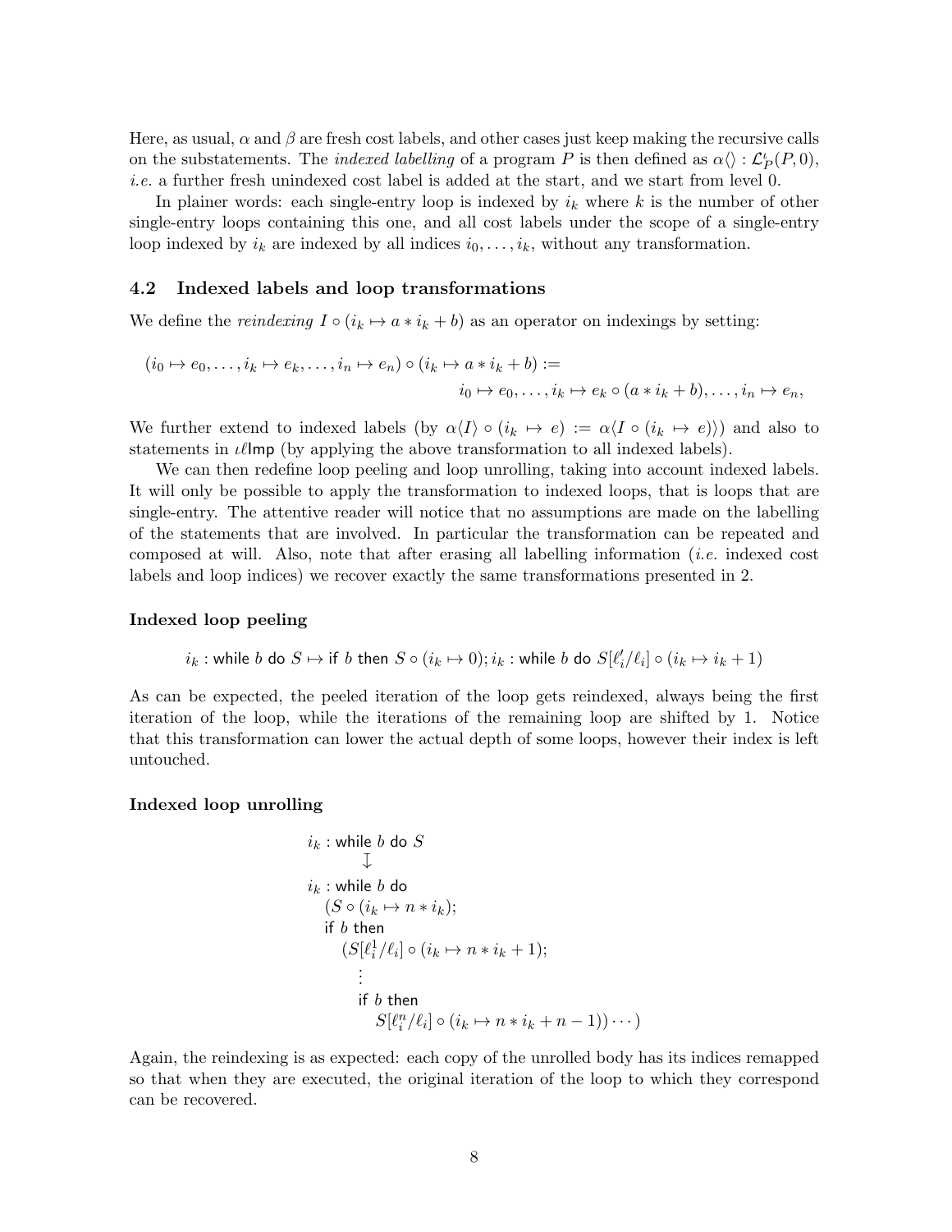Here, as usual, $\alpha$ and $\beta$ are fresh cost labels, and other cases just keep making the recursive calls on the substatements. The *indexed labelling* of a program $P$ is then defined as $\alpha\langle\rangle : \mathcal{L}^\iota_P(P, 0)$, *i.e.* a further fresh unindexed cost label is added at the start, and we start from level 0.

In plainer words: each single-entry loop is indexed by $i_k$ where $k$ is the number of other single-entry loops containing this one, and all cost labels under the scope of a single-entry loop indexed by $i_k$ are indexed by all indices $i_0, \ldots, i_k$, without any transformation.

## 4.2 Indexed labels and loop transformations

We define the *reindexing* $I \circ (i_k \mapsto a * i_k + b)$ as an operator on indexings by setting:

$$(i_0 \mapsto e_0, \ldots, i_k \mapsto e_k, \ldots, i_n \mapsto e_n) \circ (i_k \mapsto a * i_k + b) := \\ i_0 \mapsto e_0, \ldots, i_k \mapsto e_k \circ (a * i_k + b), \ldots, i_n \mapsto e_n,$$

We further extend to indexed labels (by $\alpha\langle I\rangle \circ (i_k \mapsto e) := \alpha\langle I \circ (i_k \mapsto e)\rangle$) and also to statements in $\iota\ell\mathsf{Imp}$ (by applying the above transformation to all indexed labels).

We can then redefine loop peeling and loop unrolling, taking into account indexed labels. It will only be possible to apply the transformation to indexed loops, that is loops that are single-entry. The attentive reader will notice that no assumptions are made on the labelling of the statements that are involved. In particular the transformation can be repeated and composed at will. Also, note that after erasing all labelling information (*i.e.* indexed cost labels and loop indices) we recover exactly the same transformations presented in 2.

**Indexed loop peeling**

$$i_k : \mathsf{while}\ b\ \mathsf{do}\ S \mapsto \mathsf{if}\ b\ \mathsf{then}\ S \circ (i_k \mapsto 0); i_k : \mathsf{while}\ b\ \mathsf{do}\ S[\ell'_i/\ell_i] \circ (i_k \mapsto i_k + 1)$$

As can be expected, the peeled iteration of the loop gets reindexed, always being the first iteration of the loop, while the iterations of the remaining loop are shifted by 1. Notice that this transformation can lower the actual depth of some loops, however their index is left untouched.

**Indexed loop unrolling**

$$\begin{array}{l}
i_k : \mathsf{while}\ b\ \mathsf{do}\ S \\
\qquad\quad \downarrow \\
i_k : \mathsf{while}\ b\ \mathsf{do} \\
\quad (S \circ (i_k \mapsto n * i_k); \\
\quad \mathsf{if}\ b\ \mathsf{then} \\
\qquad (S[\ell^1_i/\ell_i] \circ (i_k \mapsto n * i_k + 1); \\
\qquad\quad \vdots \\
\qquad\quad \mathsf{if}\ b\ \mathsf{then} \\
\qquad\qquad S[\ell^n_i/\ell_i] \circ (i_k \mapsto n * i_k + n - 1)) \cdots )
\end{array}$$

Again, the reindexing is as expected: each copy of the unrolled body has its indices remapped so that when they are executed, the original iteration of the loop to which they correspond can be recovered.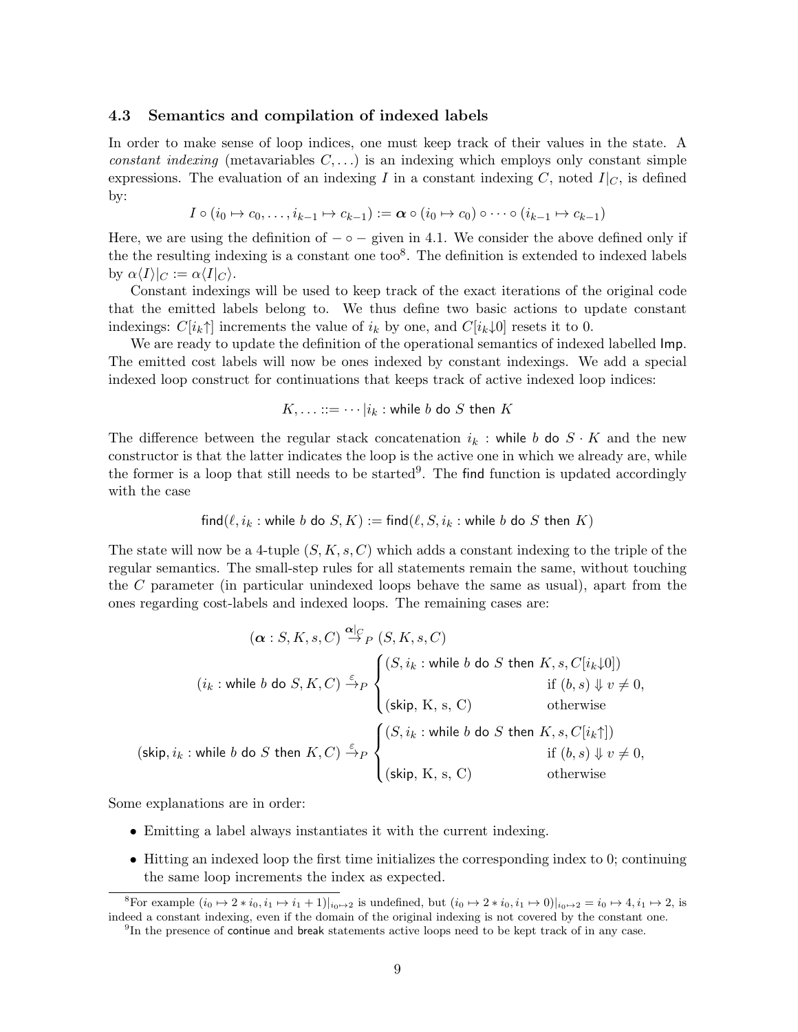### 4.3 Semantics and compilation of indexed labels

In order to make sense of loop indices, one must keep track of their values in the state. A *constant indexing* (metavariables $C, \ldots$) is an indexing which employs only constant simple expressions. The evaluation of an indexing $I$ in a constant indexing $C$, noted $I|_C$, is defined by:

$$I \circ (i_0 \mapsto c_0, \ldots, i_{k-1} \mapsto c_{k-1}) := \boldsymbol{\alpha} \circ (i_0 \mapsto c_0) \circ \cdots \circ (i_{k-1} \mapsto c_{k-1})$$

Here, we are using the definition of $- \circ -$ given in 4.1. We consider the above defined only if the the resulting indexing is a constant one too[8]. The definition is extended to indexed labels by $\alpha\langle I\rangle|_C := \alpha\langle I|_C\rangle$.

Constant indexings will be used to keep track of the exact iterations of the original code that the emitted labels belong to. We thus define two basic actions to update constant indexings: $C[i_k{\uparrow}]$ increments the value of $i_k$ by one, and $C[i_k{\downarrow}0]$ resets it to 0.

We are ready to update the definition of the operational semantics of indexed labelled Imp. The emitted cost labels will now be ones indexed by constant indexings. We add a special indexed loop construct for continuations that keeps track of active indexed loop indices:

$$K, \ldots ::= \cdots | i_k : \mathsf{while}\ b\ \mathsf{do}\ S\ \mathsf{then}\ K$$

The difference between the regular stack concatenation $i_k : \mathsf{while}\ b\ \mathsf{do}\ S \cdot K$ and the new constructor is that the latter indicates the loop is the active one in which we already are, while the former is a loop that still needs to be started[9]. The find function is updated accordingly with the case

$$\mathsf{find}(\ell, i_k : \mathsf{while}\ b\ \mathsf{do}\ S, K) := \mathsf{find}(\ell, S, i_k : \mathsf{while}\ b\ \mathsf{do}\ S\ \mathsf{then}\ K)$$

The state will now be a 4-tuple $(S, K, s, C)$ which adds a constant indexing to the triple of the regular semantics. The small-step rules for all statements remain the same, without touching the $C$ parameter (in particular unindexed loops behave the same as usual), apart from the ones regarding cost-labels and indexed loops. The remaining cases are:

$$(\boldsymbol{\alpha} : S, K, s, C) \xrightarrow{\boldsymbol{\alpha}|_C}_P (S, K, s, C)$$

$$(i_k : \mathsf{while}\ b\ \mathsf{do}\ S, K, C) \xrightarrow{\varepsilon}_P \begin{cases} (S, i_k : \mathsf{while}\ b\ \mathsf{do}\ S\ \mathsf{then}\ K, s, C[i_k{\downarrow}0]) \\ \qquad\qquad\qquad\qquad\qquad \text{if } (b, s) \Downarrow v \neq 0, \\ (\mathsf{skip}, \mathrm{K}, \mathrm{s}, \mathrm{C}) \qquad\qquad\quad \text{otherwise} \end{cases}$$

$$(\mathsf{skip}, i_k : \mathsf{while}\ b\ \mathsf{do}\ S\ \mathsf{then}\ K, C) \xrightarrow{\varepsilon}_P \begin{cases} (S, i_k : \mathsf{while}\ b\ \mathsf{do}\ S\ \mathsf{then}\ K, s, C[i_k{\uparrow}]) \\ \qquad\qquad\qquad\qquad\qquad \text{if } (b, s) \Downarrow v \neq 0, \\ (\mathsf{skip}, \mathrm{K}, \mathrm{s}, \mathrm{C}) \qquad\qquad\quad \text{otherwise} \end{cases}$$

Some explanations are in order:

- Emitting a label always instantiates it with the current indexing.
- Hitting an indexed loop the first time initializes the corresponding index to 0; continuing the same loop increments the index as expected.

---

[8] For example $(i_0 \mapsto 2 * i_0, i_1 \mapsto i_1 + 1)|_{i_0 \mapsto 2}$ is undefined, but $(i_0 \mapsto 2 * i_0, i_1 \mapsto 0)|_{i_0 \mapsto 2} = i_0 \mapsto 4, i_1 \mapsto 2$, is indeed a constant indexing, even if the domain of the original indexing is not covered by the constant one.

[9] In the presence of continue and break statements active loops need to be kept track of in any case.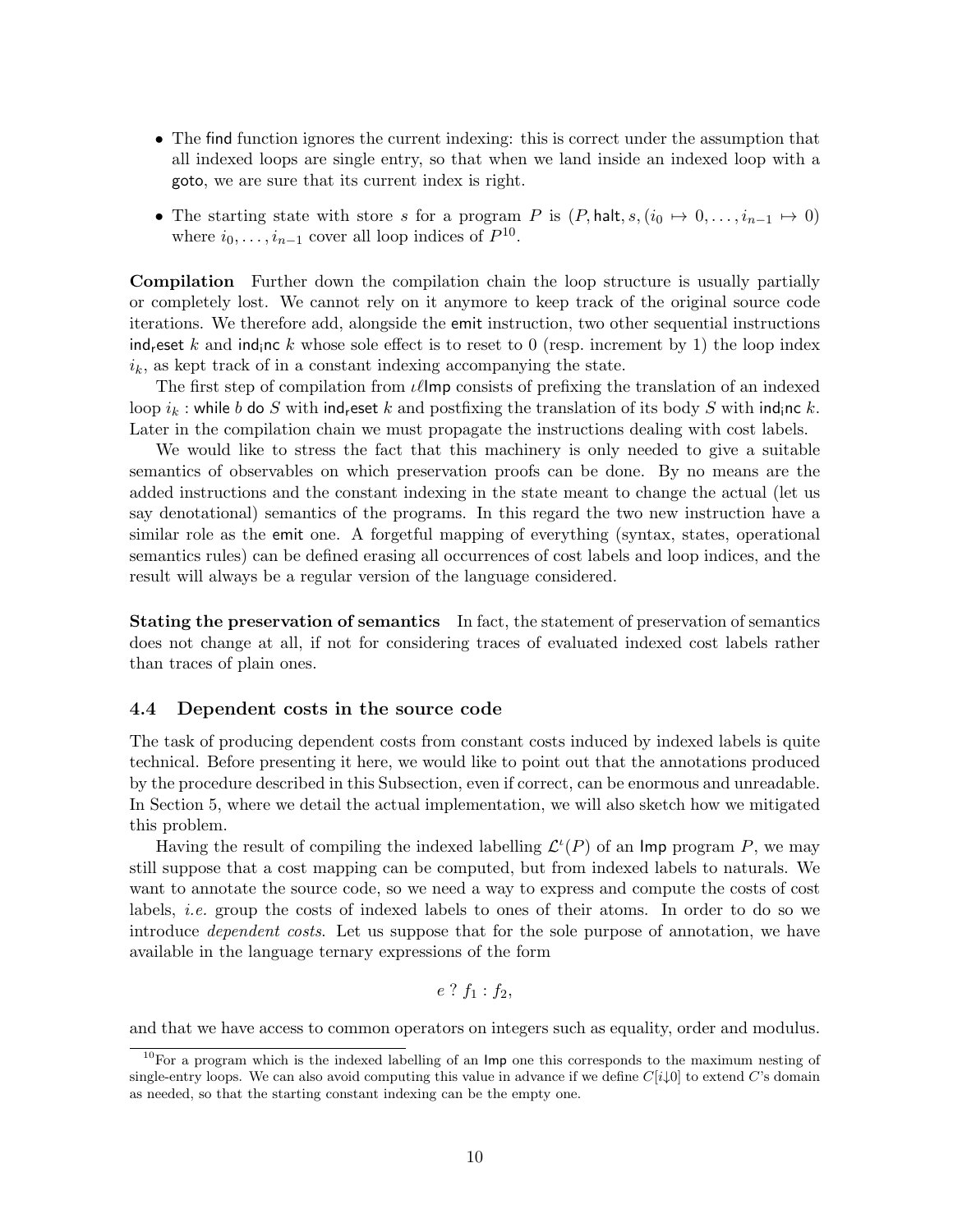- The find function ignores the current indexing: this is correct under the assumption that all indexed loops are single entry, so that when we land inside an indexed loop with a goto, we are sure that its current index is right.
- The starting state with store $s$ for a program $P$ is $(P, \mathsf{halt}, s, (i_0 \mapsto 0, \ldots, i_{n-1} \mapsto 0)$ where $i_0, \ldots, i_{n-1}$ cover all loop indices of $P$[10].

**Compilation** Further down the compilation chain the loop structure is usually partially or completely lost. We cannot rely on it anymore to keep track of the original source code iterations. We therefore add, alongside the emit instruction, two other sequential instructions $\mathsf{ind_reset}\ k$ and $\mathsf{ind_inc}\ k$ whose sole effect is to reset to 0 (resp. increment by 1) the loop index $i_k$, as kept track of in a constant indexing accompanying the state.

The first step of compilation from $\iota\ell\mathsf{Imp}$ consists of prefixing the translation of an indexed loop $i_k : \mathsf{while}\ b\ \mathsf{do}\ S$ with $\mathsf{ind_reset}\ k$ and postfixing the translation of its body $S$ with $\mathsf{ind_inc}\ k$. Later in the compilation chain we must propagate the instructions dealing with cost labels.

We would like to stress the fact that this machinery is only needed to give a suitable semantics of observables on which preservation proofs can be done. By no means are the added instructions and the constant indexing in the state meant to change the actual (let us say denotational) semantics of the programs. In this regard the two new instruction have a similar role as the emit one. A forgetful mapping of everything (syntax, states, operational semantics rules) can be defined erasing all occurrences of cost labels and loop indices, and the result will always be a regular version of the language considered.

**Stating the preservation of semantics** In fact, the statement of preservation of semantics does not change at all, if not for considering traces of evaluated indexed cost labels rather than traces of plain ones.

### 4.4 Dependent costs in the source code

The task of producing dependent costs from constant costs induced by indexed labels is quite technical. Before presenting it here, we would like to point out that the annotations produced by the procedure described in this Subsection, even if correct, can be enormous and unreadable. In Section 5, where we detail the actual implementation, we will also sketch how we mitigated this problem.

Having the result of compiling the indexed labelling $\mathcal{L}^\iota(P)$ of an Imp program $P$, we may still suppose that a cost mapping can be computed, but from indexed labels to naturals. We want to annotate the source code, so we need a way to express and compute the costs of cost labels, *i.e.* group the costs of indexed labels to ones of their atoms. In order to do so we introduce *dependent costs*. Let us suppose that for the sole purpose of annotation, we have available in the language ternary expressions of the form

$$e\ ?\ f_1 : f_2,$$

and that we have access to common operators on integers such as equality, order and modulus.

[10] For a program which is the indexed labelling of an Imp one this corresponds to the maximum nesting of single-entry loops. We can also avoid computing this value in advance if we define $C[i{\downarrow}0]$ to extend $C$'s domain as needed, so that the starting constant indexing can be the empty one.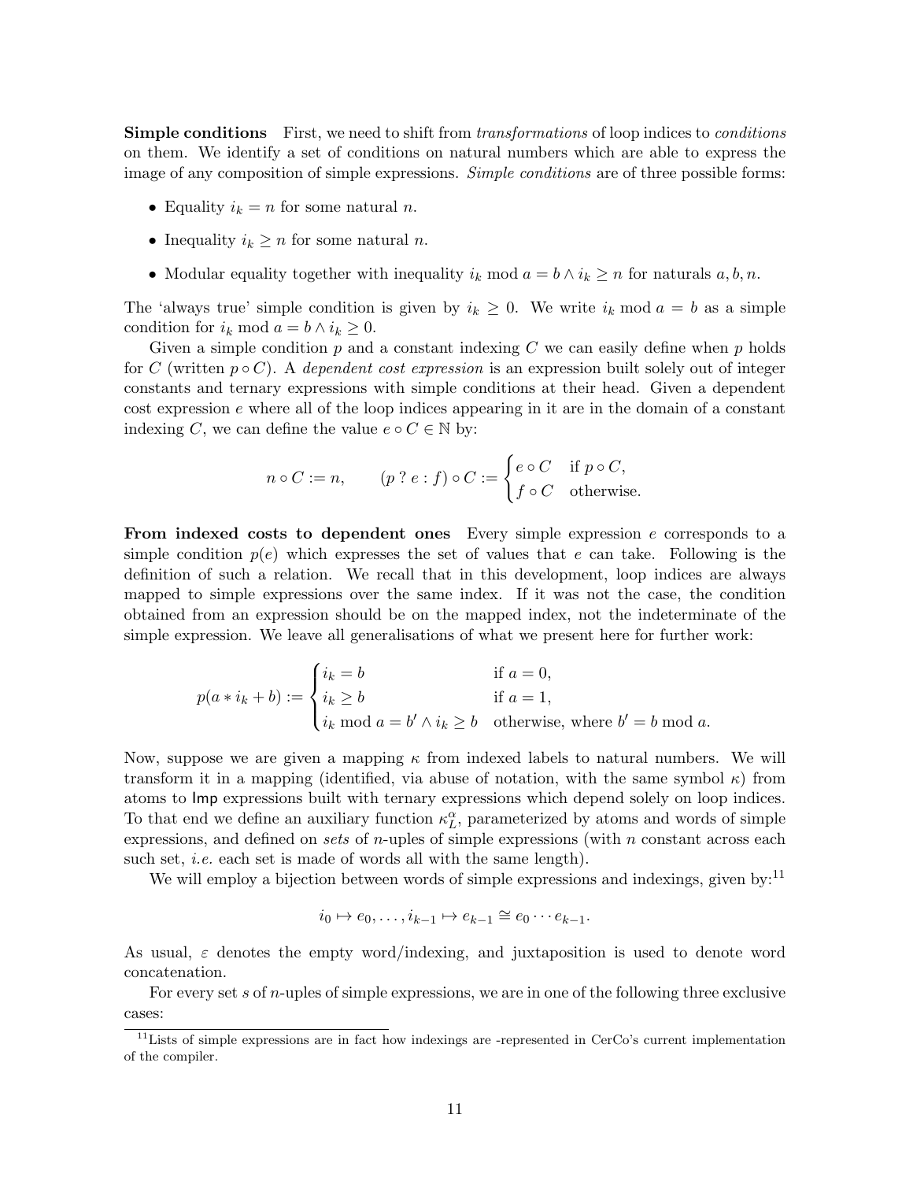**Simple conditions** First, we need to shift from *transformations* of loop indices to *conditions* on them. We identify a set of conditions on natural numbers which are able to express the image of any composition of simple expressions. *Simple conditions* are of three possible forms:

- Equality $i_k = n$ for some natural $n$.
- Inequality $i_k \geq n$ for some natural $n$.
- Modular equality together with inequality $i_k \bmod a = b \wedge i_k \geq n$ for naturals $a, b, n$.

The 'always true' simple condition is given by $i_k \geq 0$. We write $i_k \bmod a = b$ as a simple condition for $i_k \bmod a = b \wedge i_k \geq 0$.

Given a simple condition $p$ and a constant indexing $C$ we can easily define when $p$ holds for $C$ (written $p \circ C$). A *dependent cost expression* is an expression built solely out of integer constants and ternary expressions with simple conditions at their head. Given a dependent cost expression $e$ where all of the loop indices appearing in it are in the domain of a constant indexing $C$, we can define the value $e \circ C \in \mathbb{N}$ by:

$$n \circ C := n, \qquad (p \mathbin{?} e : f) \circ C := \begin{cases} e \circ C & \text{if } p \circ C, \\ f \circ C & \text{otherwise.} \end{cases}$$

**From indexed costs to dependent ones** Every simple expression $e$ corresponds to a simple condition $p(e)$ which expresses the set of values that $e$ can take. Following is the definition of such a relation. We recall that in this development, loop indices are always mapped to simple expressions over the same index. If it was not the case, the condition obtained from an expression should be on the mapped index, not the indeterminate of the simple expression. We leave all generalisations of what we present here for further work:

$$p(a * i_k + b) := \begin{cases} i_k = b & \text{if } a = 0, \\ i_k \geq b & \text{if } a = 1, \\ i_k \bmod a = b' \wedge i_k \geq b & \text{otherwise, where } b' = b \bmod a. \end{cases}$$

Now, suppose we are given a mapping $\kappa$ from indexed labels to natural numbers. We will transform it in a mapping (identified, via abuse of notation, with the same symbol $\kappa$) from atoms to $\mathsf{Imp}$ expressions built with ternary expressions which depend solely on loop indices. To that end we define an auxiliary function $\kappa^\alpha_L$, parameterized by atoms and words of simple expressions, and defined on *sets* of $n$-uples of simple expressions (with $n$ constant across each such set, *i.e.* each set is made of words all with the same length).

We will employ a bijection between words of simple expressions and indexings, given by:[11]

$$i_0 \mapsto e_0, \ldots, i_{k-1} \mapsto e_{k-1} \cong e_0 \cdots e_{k-1}.$$

As usual, $\varepsilon$ denotes the empty word/indexing, and juxtaposition is used to denote word concatenation.

For every set $s$ of $n$-uples of simple expressions, we are in one of the following three exclusive cases:

[11] Lists of simple expressions are in fact how indexings are -represented in CerCo's current implementation of the compiler.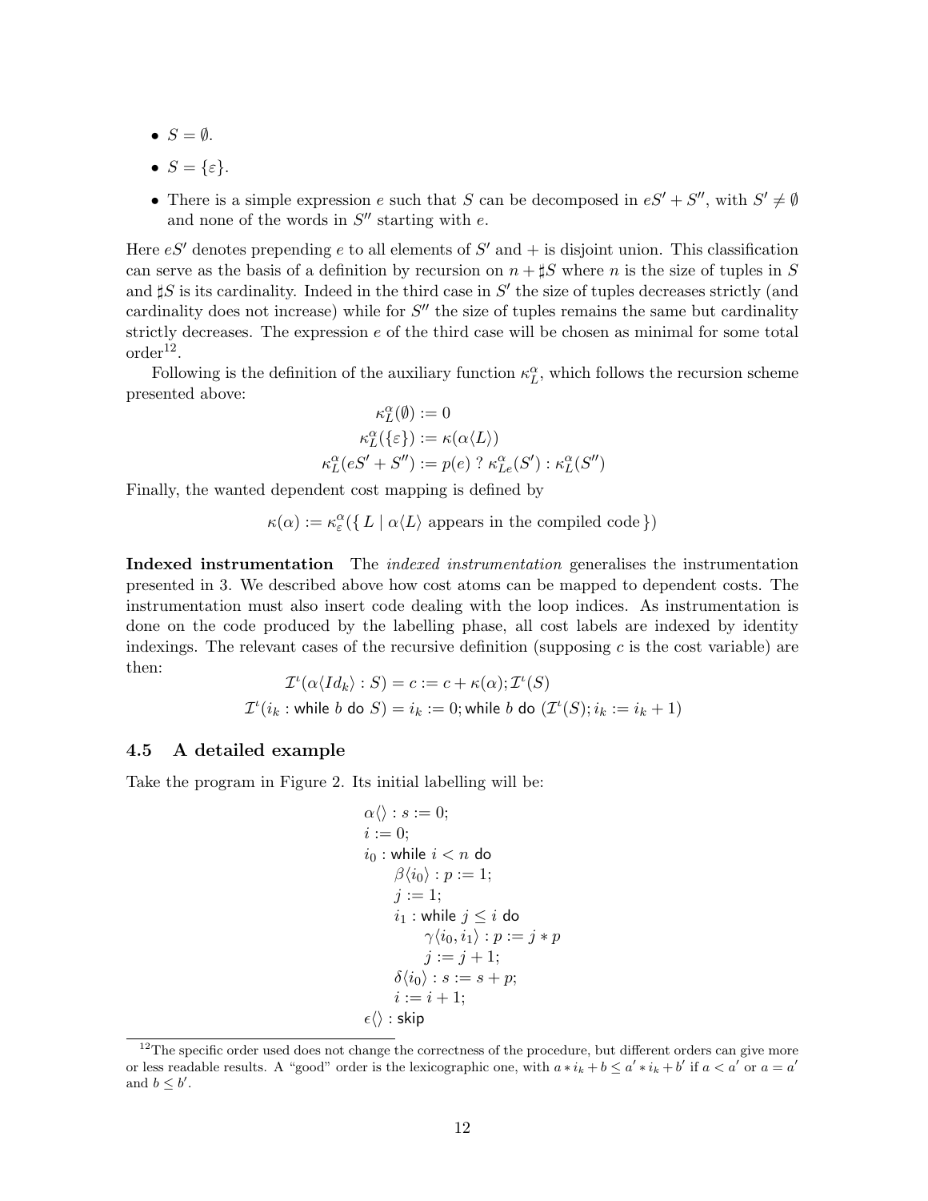- $S = \emptyset$.
- $S = \{\varepsilon\}$.
- There is a simple expression $e$ such that $S$ can be decomposed in $eS' + S''$, with $S' \neq \emptyset$ and none of the words in $S''$ starting with $e$.

Here $eS'$ denotes prepending $e$ to all elements of $S'$ and $+$ is disjoint union. This classification can serve as the basis of a definition by recursion on $n + \sharp S$ where $n$ is the size of tuples in $S$ and $\sharp S$ is its cardinality. Indeed in the third case in $S'$ the size of tuples decreases strictly (and cardinality does not increase) while for $S''$ the size of tuples remains the same but cardinality strictly decreases. The expression $e$ of the third case will be chosen as minimal for some total order[12].

Following is the definition of the auxiliary function $\kappa^\alpha_L$, which follows the recursion scheme presented above:

$$\kappa^\alpha_L(\emptyset) := 0$$
$$\kappa^\alpha_L(\{\varepsilon\}) := \kappa(\alpha\langle L\rangle)$$
$$\kappa^\alpha_L(eS' + S'') := p(e)\ ?\ \kappa^\alpha_{Le}(S') : \kappa^\alpha_L(S'')$$

Finally, the wanted dependent cost mapping is defined by

$$\kappa(\alpha) := \kappa^\alpha_\varepsilon(\{\, L \mid \alpha\langle L\rangle \text{ appears in the compiled code}\,\})$$

**Indexed instrumentation** The *indexed instrumentation* generalises the instrumentation presented in 3. We described above how cost atoms can be mapped to dependent costs. The instrumentation must also insert code dealing with the loop indices. As instrumentation is done on the code produced by the labelling phase, all cost labels are indexed by identity indexings. The relevant cases of the recursive definition (supposing $c$ is the cost variable) are then:

$$\mathcal{I}^\iota(\alpha\langle Id_k\rangle : S) = c := c + \kappa(\alpha); \mathcal{I}^\iota(S)$$
$$\mathcal{I}^\iota(i_k : \mathsf{while}\ b\ \mathsf{do}\ S) = i_k := 0; \mathsf{while}\ b\ \mathsf{do}\ (\mathcal{I}^\iota(S); i_k := i_k + 1)$$

### 4.5 A detailed example

Take the program in Figure 2. Its initial labelling will be:

$$
\begin{array}{l}
\alpha\langle\rangle : s := 0;\\
i := 0;\\
i_0 : \mathsf{while}\ i < n\ \mathsf{do}\\
\quad \beta\langle i_0\rangle : p := 1;\\
\quad j := 1;\\
\quad i_1 : \mathsf{while}\ j \leq i\ \mathsf{do}\\
\quad\quad \gamma\langle i_0, i_1\rangle : p := j * p\\
\quad\quad j := j + 1;\\
\quad \delta\langle i_0\rangle : s := s + p;\\
\quad i := i + 1;\\
\epsilon\langle\rangle : \mathsf{skip}
\end{array}
$$

[12] The specific order used does not change the correctness of the procedure, but different orders can give more or less readable results. A "good" order is the lexicographic one, with $a * i_k + b \leq a' * i_k + b'$ if $a < a'$ or $a = a'$ and $b \leq b'$.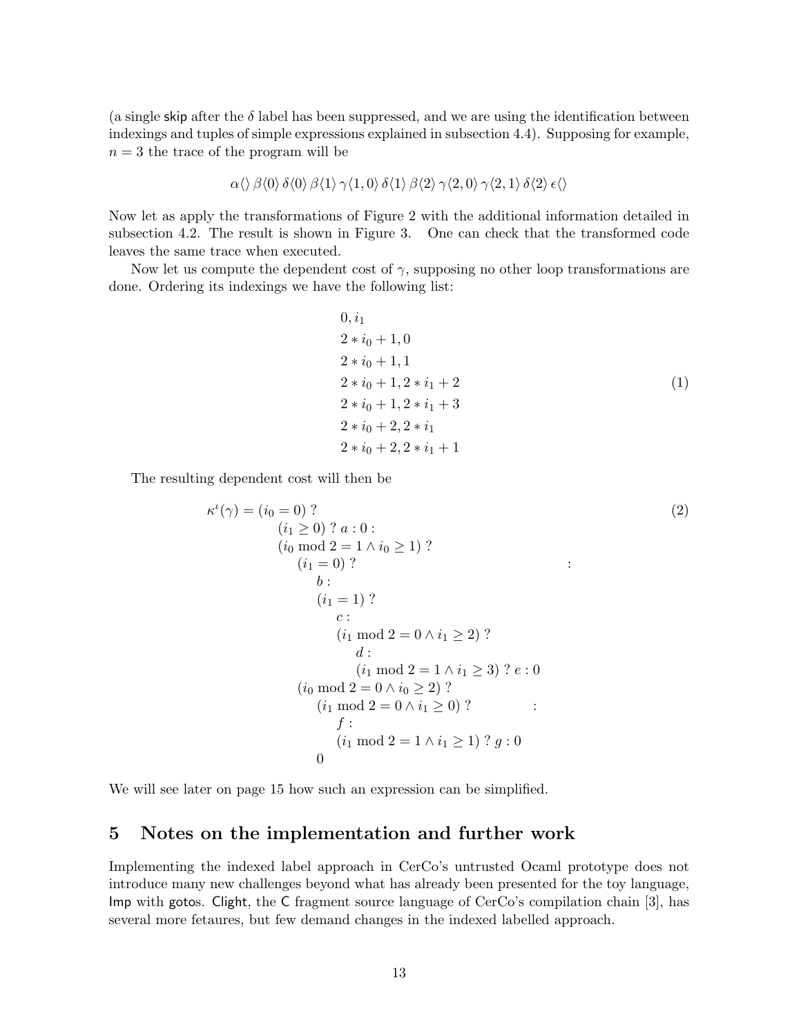(a single skip after the $\delta$ label has been suppressed, and we are using the identification between indexings and tuples of simple expressions explained in subsection 4.4). Supposing for example, $n = 3$ the trace of the program will be

$$\alpha\langle\rangle\,\beta\langle 0\rangle\,\delta\langle 0\rangle\,\beta\langle 1\rangle\,\gamma\langle 1,0\rangle\,\delta\langle 1\rangle\,\beta\langle 2\rangle\,\gamma\langle 2,0\rangle\,\gamma\langle 2,1\rangle\,\delta\langle 2\rangle\,\epsilon\langle\rangle$$

Now let as apply the transformations of Figure 2 with the additional information detailed in subsection 4.2. The result is shown in Figure 3. One can check that the transformed code leaves the same trace when executed.

Now let us compute the dependent cost of $\gamma$, supposing no other loop transformations are done. Ordering its indexings we have the following list:

$$\begin{aligned}
&0, i_1\\
&2*i_0+1, 0\\
&2*i_0+1, 1\\
&2*i_0+1, 2*i_1+2\\
&2*i_0+1, 2*i_1+3\\
&2*i_0+2, 2*i_1\\
&2*i_0+2, 2*i_1+1
\end{aligned}\tag{1}$$

The resulting dependent cost will then be

$$\begin{aligned}
\kappa^\iota(\gamma) = (i_0 = 0)\ ?&\\
&(i_1 \geq 0)\ ?\ a : 0 :\\
&(i_0 \bmod 2 = 1 \wedge i_0 \geq 1)\ ?\\
&\quad (i_1 = 0)\ ? \qquad\qquad\qquad\qquad\qquad\qquad :\\
&\qquad b :\\
&\qquad (i_1 = 1)\ ?\\
&\qquad\quad c :\\
&\qquad\quad (i_1 \bmod 2 = 0 \wedge i_1 \geq 2)\ ?\\
&\qquad\qquad d :\\
&\qquad\qquad (i_1 \bmod 2 = 1 \wedge i_1 \geq 3)\ ?\ e : 0\\
&\quad (i_0 \bmod 2 = 0 \wedge i_0 \geq 2)\ ?\\
&\qquad (i_1 \bmod 2 = 0 \wedge i_1 \geq 0)\ ? \qquad\quad :\\
&\qquad\quad f :\\
&\qquad\quad (i_1 \bmod 2 = 1 \wedge i_1 \geq 1)\ ?\ g : 0\\
&\qquad 0
\end{aligned}\tag{2}$$

We will see later on page 15 how such an expression can be simplified.

# 5 Notes on the implementation and further work

Implementing the indexed label approach in CerCo's untrusted Ocaml prototype does not introduce many new challenges beyond what has already been presented for the toy language, Imp with gotos. Clight, the C fragment source language of CerCo's compilation chain [3], has several more fetaures, but few demand changes in the indexed labelled approach.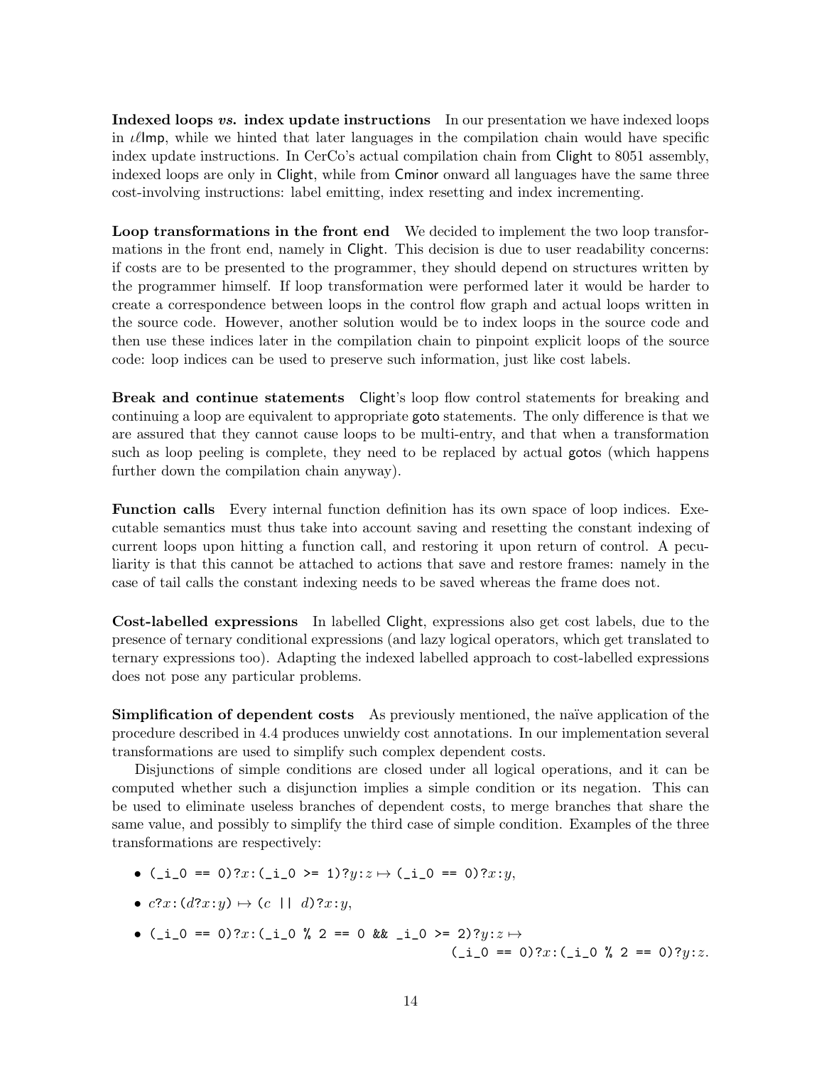**Indexed loops *vs.* index update instructions** In our presentation we have indexed loops in $\iota\ell$Imp, while we hinted that later languages in the compilation chain would have specific index update instructions. In CerCo's actual compilation chain from Clight to 8051 assembly, indexed loops are only in Clight, while from Cminor onward all languages have the same three cost-involving instructions: label emitting, index resetting and index incrementing.

**Loop transformations in the front end** We decided to implement the two loop transformations in the front end, namely in Clight. This decision is due to user readability concerns: if costs are to be presented to the programmer, they should depend on structures written by the programmer himself. If loop transformation were performed later it would be harder to create a correspondence between loops in the control flow graph and actual loops written in the source code. However, another solution would be to index loops in the source code and then use these indices later in the compilation chain to pinpoint explicit loops of the source code: loop indices can be used to preserve such information, just like cost labels.

**Break and continue statements** Clight's loop flow control statements for breaking and continuing a loop are equivalent to appropriate goto statements. The only difference is that we are assured that they cannot cause loops to be multi-entry, and that when a transformation such as loop peeling is complete, they need to be replaced by actual gotos (which happens further down the compilation chain anyway).

**Function calls** Every internal function definition has its own space of loop indices. Executable semantics must thus take into account saving and resetting the constant indexing of current loops upon hitting a function call, and restoring it upon return of control. A peculiarity is that this cannot be attached to actions that save and restore frames: namely in the case of tail calls the constant indexing needs to be saved whereas the frame does not.

**Cost-labelled expressions** In labelled Clight, expressions also get cost labels, due to the presence of ternary conditional expressions (and lazy logical operators, which get translated to ternary expressions too). Adapting the indexed labelled approach to cost-labelled expressions does not pose any particular problems.

**Simplification of dependent costs** As previously mentioned, the naïve application of the procedure described in 4.4 produces unwieldy cost annotations. In our implementation several transformations are used to simplify such complex dependent costs.

Disjunctions of simple conditions are closed under all logical operations, and it can be computed whether such a disjunction implies a simple condition or its negation. This can be used to eliminate useless branches of dependent costs, to merge branches that share the same value, and possibly to simplify the third case of simple condition. Examples of the three transformations are respectively:

- `(_i_0 == 0)?`$x$`:(_i_0 >= 1)?`$y$`:`$z \mapsto$ `(_i_0 == 0)?`$x$`:`$y$,
- $c$`?`$x$`:(`$d$`?`$x$`:`$y$`)` $\mapsto$ `(`$c$ `||` $d$`)?`$x$`:`$y$,
- `(_i_0 == 0)?`$x$`:(_i_0 % 2 == 0 && _i_0 >= 2)?`$y$`:`$z \mapsto$ `(_i_0 == 0)?`$x$`:(_i_0 % 2 == 0)?`$y$`:`$z$.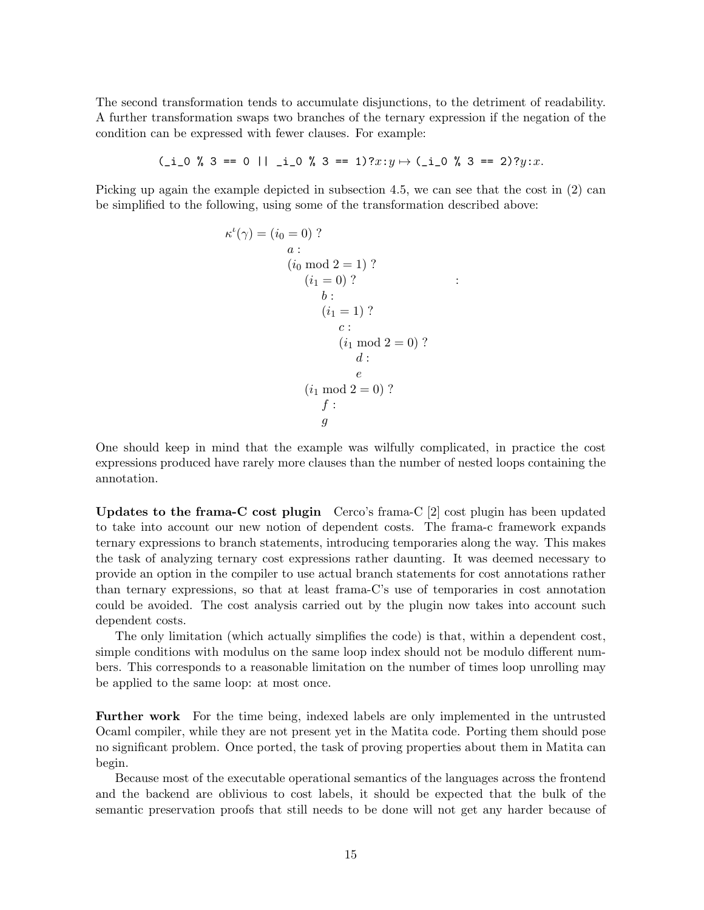The second transformation tends to accumulate disjunctions, to the detriment of readability. A further transformation swaps two branches of the ternary expression if the negation of the condition can be expressed with fewer clauses. For example:

$$\texttt{(\_i\_0 \% 3 == 0 || \_i\_0 \% 3 == 1)?}x\texttt{:}y \mapsto \texttt{(\_i\_0 \% 3 == 2)?}y\texttt{:}x.$$

Picking up again the example depicted in subsection 4.5, we can see that the cost in (2) can be simplified to the following, using some of the transformation described above:

$$
\begin{aligned}
\kappa^\iota(\gamma) = (i_0 = 0)\ ?&\\
&a\ :\\
&(i_0 \bmod 2 = 1)\ ?\\
&\quad (i_1 = 0)\ ? \qquad\qquad\qquad\qquad :\\
&\qquad b\ :\\
&\qquad (i_1 = 1)\ ?\\
&\qquad\quad c\ :\\
&\qquad\quad (i_1 \bmod 2 = 0)\ ?\\
&\qquad\qquad d\ :\\
&\qquad\qquad e\\
&\quad (i_1 \bmod 2 = 0)\ ?\\
&\qquad f\ :\\
&\qquad g
\end{aligned}
$$

One should keep in mind that the example was wilfully complicated, in practice the cost expressions produced have rarely more clauses than the number of nested loops containing the annotation.

**Updates to the frama-C cost plugin** Cerco's frama-C [2] cost plugin has been updated to take into account our new notion of dependent costs. The frama-c framework expands ternary expressions to branch statements, introducing temporaries along the way. This makes the task of analyzing ternary cost expressions rather daunting. It was deemed necessary to provide an option in the compiler to use actual branch statements for cost annotations rather than ternary expressions, so that at least frama-C's use of temporaries in cost annotation could be avoided. The cost analysis carried out by the plugin now takes into account such dependent costs.

The only limitation (which actually simplifies the code) is that, within a dependent cost, simple conditions with modulus on the same loop index should not be modulo different numbers. This corresponds to a reasonable limitation on the number of times loop unrolling may be applied to the same loop: at most once.

**Further work** For the time being, indexed labels are only implemented in the untrusted Ocaml compiler, while they are not present yet in the Matita code. Porting them should pose no significant problem. Once ported, the task of proving properties about them in Matita can begin.

Because most of the executable operational semantics of the languages across the frontend and the backend are oblivious to cost labels, it should be expected that the bulk of the semantic preservation proofs that still needs to be done will not get any harder because of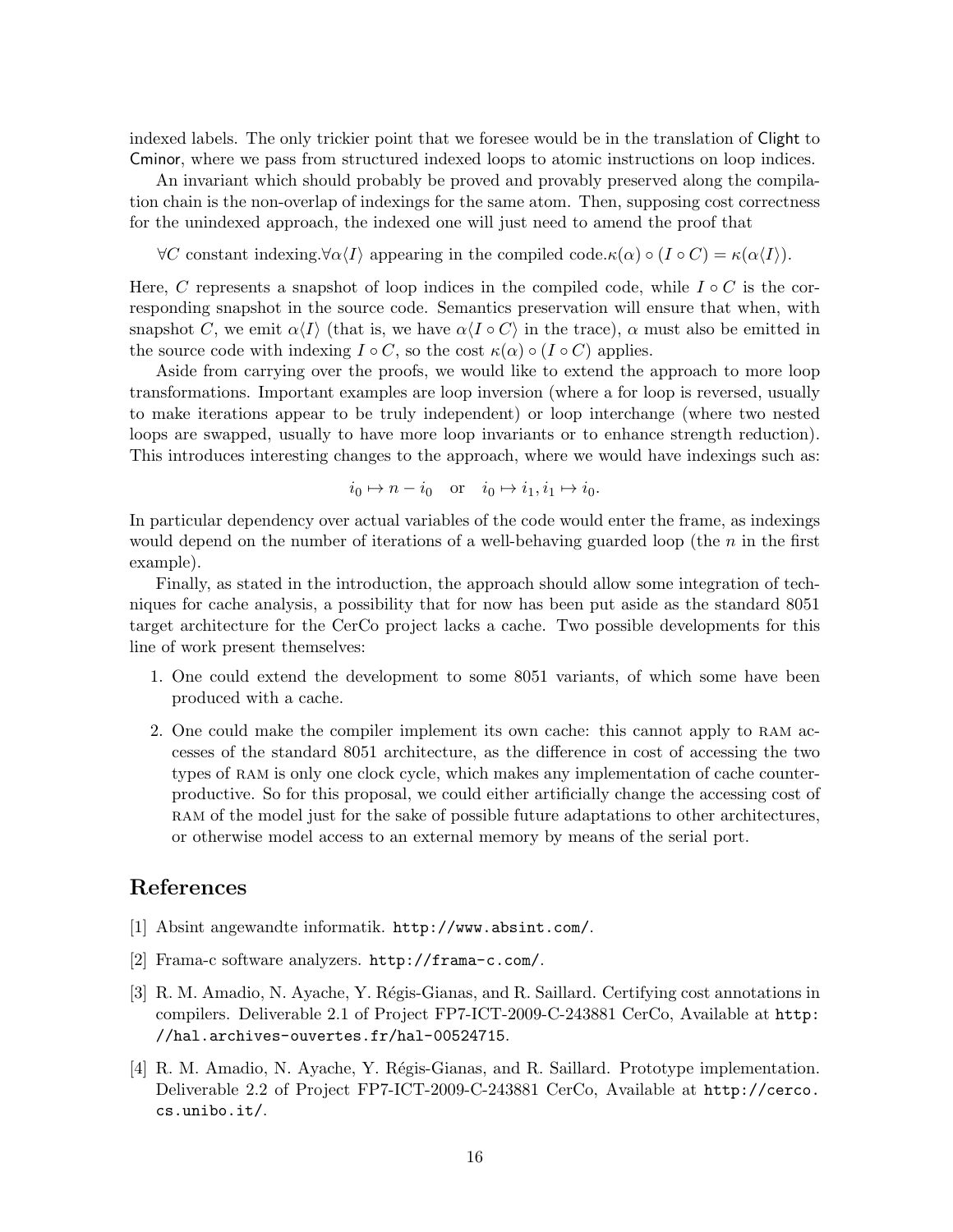indexed labels. The only trickier point that we foresee would be in the translation of Clight to Cminor, where we pass from structured indexed loops to atomic instructions on loop indices.

An invariant which should probably be proved and provably preserved along the compilation chain is the non-overlap of indexings for the same atom. Then, supposing cost correctness for the unindexed approach, the indexed one will just need to amend the proof that

$$\forall C \text{ constant indexing}. \forall \alpha\langle I\rangle \text{ appearing in the compiled code}. \kappa(\alpha) \circ (I \circ C) = \kappa(\alpha\langle I\rangle).$$

Here, $C$ represents a snapshot of loop indices in the compiled code, while $I \circ C$ is the corresponding snapshot in the source code. Semantics preservation will ensure that when, with snapshot $C$, we emit $\alpha\langle I\rangle$ (that is, we have $\alpha\langle I \circ C\rangle$ in the trace), $\alpha$ must also be emitted in the source code with indexing $I \circ C$, so the cost $\kappa(\alpha) \circ (I \circ C)$ applies.

Aside from carrying over the proofs, we would like to extend the approach to more loop transformations. Important examples are loop inversion (where a for loop is reversed, usually to make iterations appear to be truly independent) or loop interchange (where two nested loops are swapped, usually to have more loop invariants or to enhance strength reduction). This introduces interesting changes to the approach, where we would have indexings such as:

$$i_0 \mapsto n - i_0 \quad \text{or} \quad i_0 \mapsto i_1, i_1 \mapsto i_0.$$

In particular dependency over actual variables of the code would enter the frame, as indexings would depend on the number of iterations of a well-behaving guarded loop (the $n$ in the first example).

Finally, as stated in the introduction, the approach should allow some integration of techniques for cache analysis, a possibility that for now has been put aside as the standard 8051 target architecture for the CerCo project lacks a cache. Two possible developments for this line of work present themselves:

1. One could extend the development to some 8051 variants, of which some have been produced with a cache.
2. One could make the compiler implement its own cache: this cannot apply to RAM accesses of the standard 8051 architecture, as the difference in cost of accessing the two types of RAM is only one clock cycle, which makes any implementation of cache counterproductive. So for this proposal, we could either artificially change the accessing cost of RAM of the model just for the sake of possible future adaptations to other architectures, or otherwise model access to an external memory by means of the serial port.

# References

[1] Absint angewandte informatik. http://www.absint.com/.

[2] Frama-c software analyzers. http://frama-c.com/.

[3] R. M. Amadio, N. Ayache, Y. Régis-Gianas, and R. Saillard. Certifying cost annotations in compilers. Deliverable 2.1 of Project FP7-ICT-2009-C-243881 CerCo, Available at http://hal.archives-ouvertes.fr/hal-00524715.

[4] R. M. Amadio, N. Ayache, Y. Régis-Gianas, and R. Saillard. Prototype implementation. Deliverable 2.2 of Project FP7-ICT-2009-C-243881 CerCo, Available at http://cerco.cs.unibo.it/.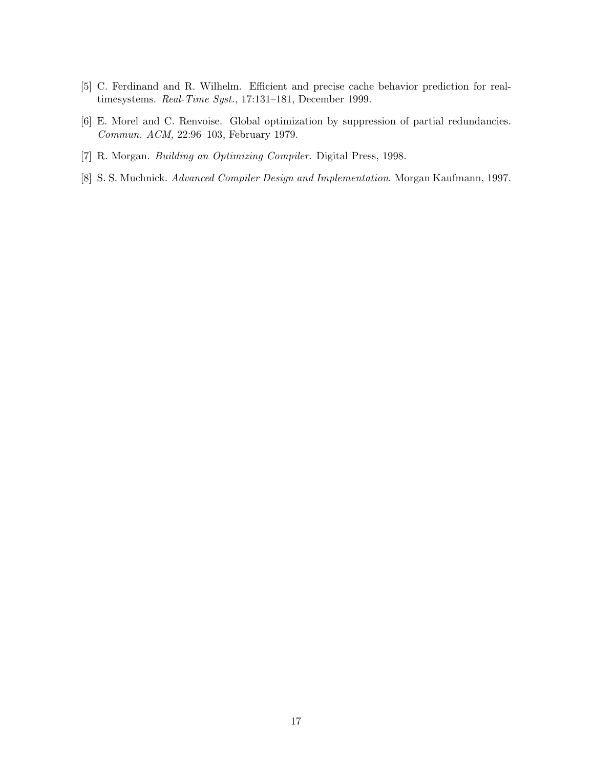[5] C. Ferdinand and R. Wilhelm. Efficient and precise cache behavior prediction for real-timesystems. *Real-Time Syst.*, 17:131–181, December 1999.

[6] E. Morel and C. Renvoise. Global optimization by suppression of partial redundancies. *Commun. ACM*, 22:96–103, February 1979.

[7] R. Morgan. *Building an Optimizing Compiler*. Digital Press, 1998.

[8] S. S. Muchnick. *Advanced Compiler Design and Implementation*. Morgan Kaufmann, 1997.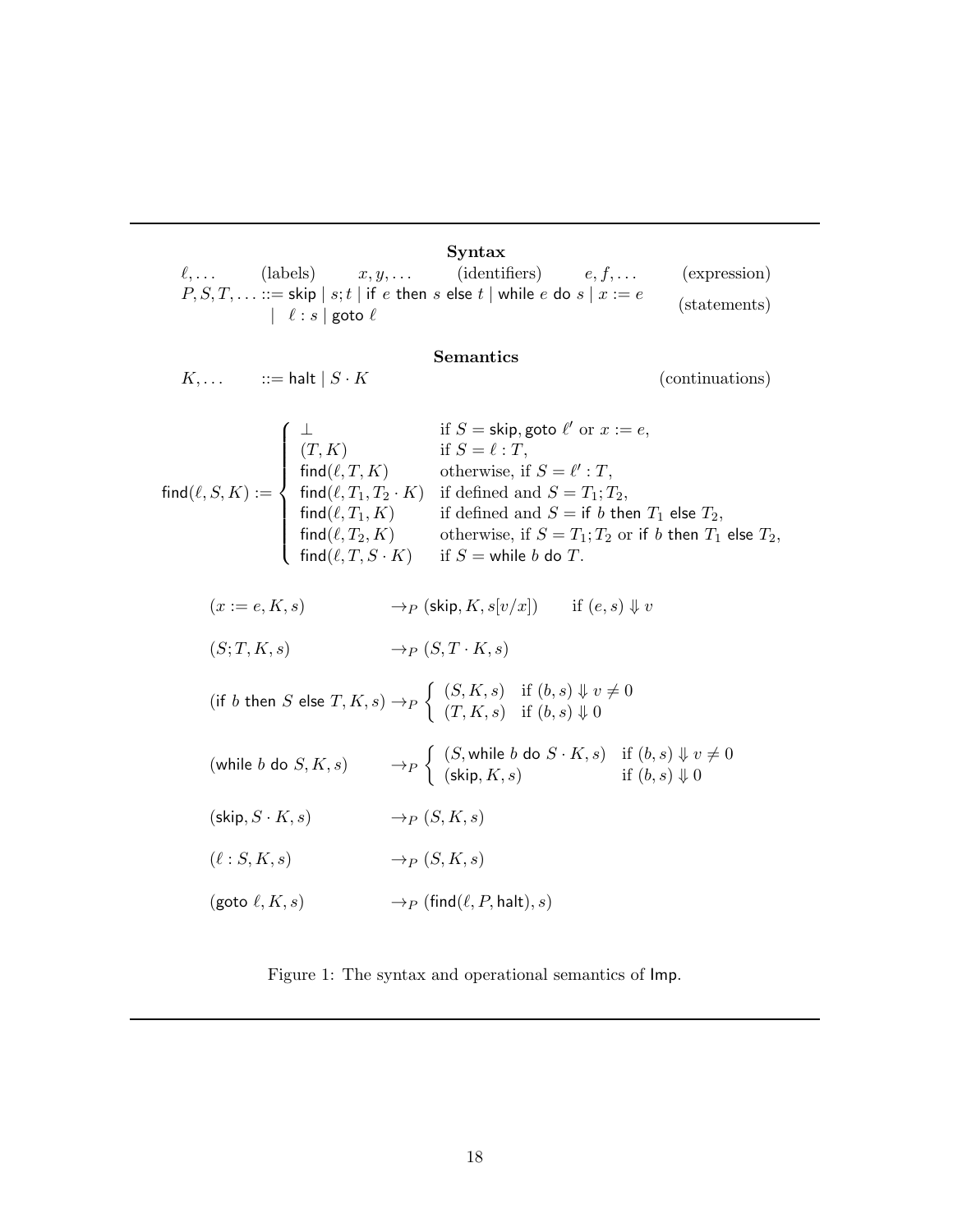**Syntax**

| | | | | | |
|---|---|---|---|---|---|
| $\ell, \ldots$ | (labels) | $x, y, \ldots$ | (identifiers) | $e, f, \ldots$ | (expression) |

$$P, S, T, \ldots ::= \mathsf{skip} \mid s; t \mid \mathsf{if}\ e\ \mathsf{then}\ s\ \mathsf{else}\ t \mid \mathsf{while}\ e\ \mathsf{do}\ s \mid x := e \mid \ell : s \mid \mathsf{goto}\ \ell \qquad \text{(statements)}$$

**Semantics**

$$K, \ldots \quad ::= \mathsf{halt} \mid S \cdot K \qquad \text{(continuations)}$$

$$\mathsf{find}(\ell, S, K) := \begin{cases} \bot & \text{if } S = \mathsf{skip}, \mathsf{goto}\ \ell' \text{ or } x := e, \\ (T, K) & \text{if } S = \ell : T, \\ \mathsf{find}(\ell, T, K) & \text{otherwise, if } S = \ell' : T, \\ \mathsf{find}(\ell, T_1, T_2 \cdot K) & \text{if defined and } S = T_1; T_2, \\ \mathsf{find}(\ell, T_1, K) & \text{if defined and } S = \mathsf{if}\ b\ \mathsf{then}\ T_1\ \mathsf{else}\ T_2, \\ \mathsf{find}(\ell, T_2, K) & \text{otherwise, if } S = T_1; T_2 \text{ or } \mathsf{if}\ b\ \mathsf{then}\ T_1\ \mathsf{else}\ T_2, \\ \mathsf{find}(\ell, T, S \cdot K) & \text{if } S = \mathsf{while}\ b\ \mathsf{do}\ T. \end{cases}$$

$$(x := e, K, s) \to_P (\mathsf{skip}, K, s[v/x]) \qquad \text{if } (e, s) \Downarrow v$$

$$(S; T, K, s) \to_P (S, T \cdot K, s)$$

$$(\mathsf{if}\ b\ \mathsf{then}\ S\ \mathsf{else}\ T, K, s) \to_P \begin{cases} (S, K, s) & \text{if } (b, s) \Downarrow v \neq 0 \\ (T, K, s) & \text{if } (b, s) \Downarrow 0 \end{cases}$$

$$(\mathsf{while}\ b\ \mathsf{do}\ S, K, s) \to_P \begin{cases} (S, \mathsf{while}\ b\ \mathsf{do}\ S \cdot K, s) & \text{if } (b, s) \Downarrow v \neq 0 \\ (\mathsf{skip}, K, s) & \text{if } (b, s) \Downarrow 0 \end{cases}$$

$$(\mathsf{skip}, S \cdot K, s) \to_P (S, K, s)$$

$$(\ell : S, K, s) \to_P (S, K, s)$$

$$(\mathsf{goto}\ \ell, K, s) \to_P (\mathsf{find}(\ell, P, \mathsf{halt}), s)$$

Figure 1: The syntax and operational semantics of Imp.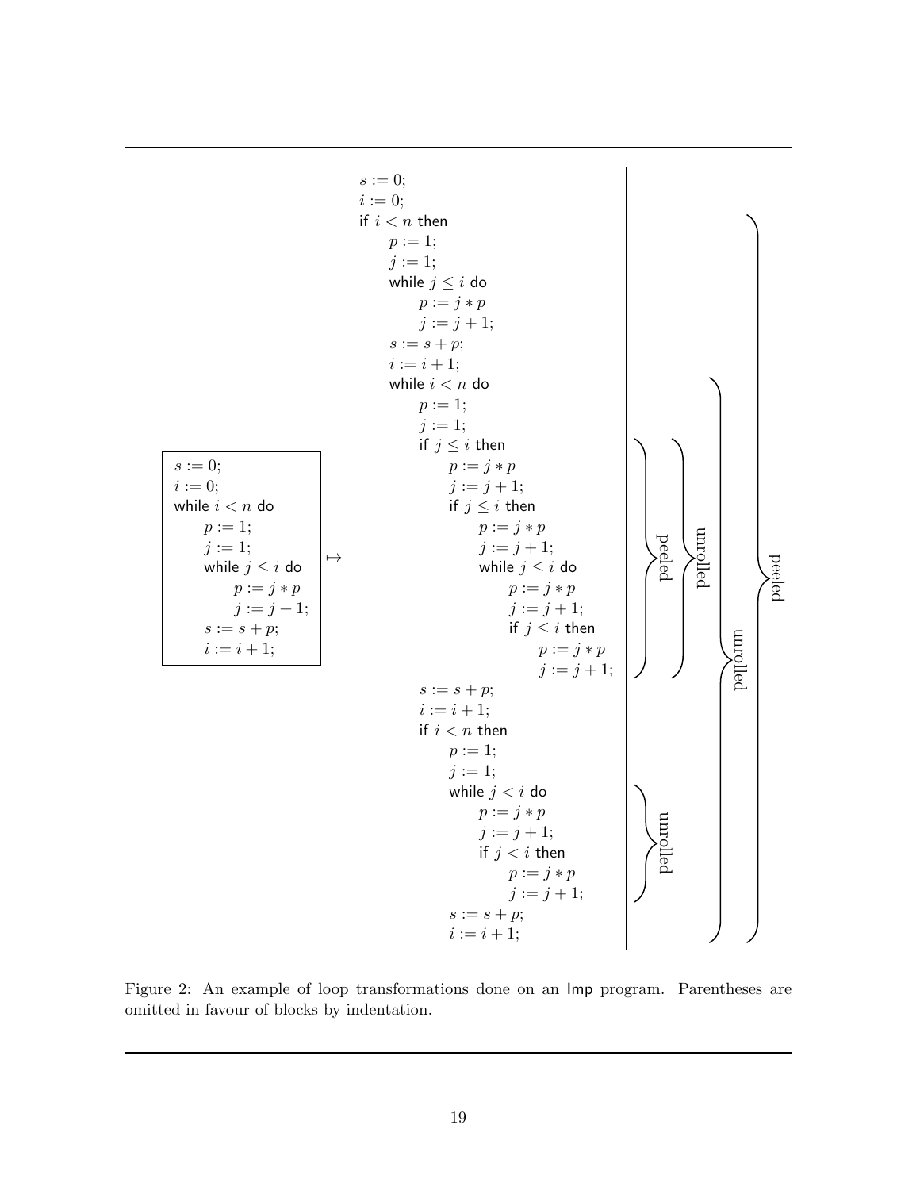```
s := 0;
i := 0;
while i < n do
    p := 1;
    j := 1;
    while j ≤ i do
        p := j * p
        j := j + 1;
    s := s + p;
    i := i + 1;
```

↦

```
s := 0;
i := 0;
if i < n then
    p := 1;
    j := 1;
    while j ≤ i do
        p := j * p
        j := j + 1;
    s := s + p;
    i := i + 1;
    while i < n do
        p := 1;
        j := 1;
        if j ≤ i then
            p := j * p
            j := j + 1;
            if j ≤ i then
                p := j * p
                j := j + 1;
                while j ≤ i do
                    p := j * p
                    j := j + 1;
                    if j ≤ i then
                        p := j * p
                        j := j + 1;
        s := s + p;
        i := i + 1;
        if i < n then
            p := 1;
            j := 1;
            while j < i do
                p := j * p
                j := j + 1;
                if j < i then
                    p := j * p
                    j := j + 1;
            s := s + p;
            i := i + 1;
```

Braces annotations: "peeled" (outer, from the first `if i < n then` to the end), "unrolled" (the inner `while i < n do` loop), "unrolled" and "peeled" (the inner `if j ≤ i then` block), "unrolled" (the `while j < i do` block).

Figure 2: An example of loop transformations done on an Imp program. Parentheses are omitted in favour of blocks by indentation.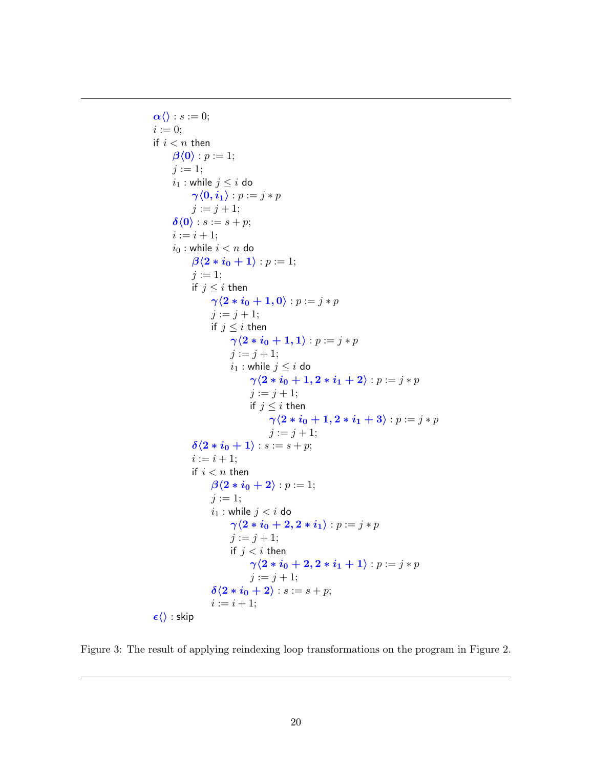```
α⟨⟩ : s := 0;
i := 0;
if i < n then
    β⟨0⟩ : p := 1;
    j := 1;
    i_1 : while j ≤ i do
        γ⟨0, i_1⟩ : p := j ∗ p
        j := j + 1;
    δ⟨0⟩ : s := s + p;
    i := i + 1;
    i_0 : while i < n do
        β⟨2 ∗ i_0 + 1⟩ : p := 1;
        j := 1;
        if j ≤ i then
            γ⟨2 ∗ i_0 + 1, 0⟩ : p := j ∗ p
            j := j + 1;
            if j ≤ i then
                γ⟨2 ∗ i_0 + 1, 1⟩ : p := j ∗ p
                j := j + 1;
                i_1 : while j ≤ i do
                    γ⟨2 ∗ i_0 + 1, 2 ∗ i_1 + 2⟩ : p := j ∗ p
                    j := j + 1;
                    if j ≤ i then
                        γ⟨2 ∗ i_0 + 1, 2 ∗ i_1 + 3⟩ : p := j ∗ p
                        j := j + 1;
        δ⟨2 ∗ i_0 + 1⟩ : s := s + p;
        i := i + 1;
        if i < n then
            β⟨2 ∗ i_0 + 2⟩ : p := 1;
            j := 1;
            i_1 : while j < i do
                γ⟨2 ∗ i_0 + 2, 2 ∗ i_1⟩ : p := j ∗ p
                j := j + 1;
                if j < i then
                    γ⟨2 ∗ i_0 + 2, 2 ∗ i_1 + 1⟩ : p := j ∗ p
                    j := j + 1;
            δ⟨2 ∗ i_0 + 2⟩ : s := s + p;
            i := i + 1;
ϵ⟨⟩ : skip
```

Figure 3: The result of applying reindexing loop transformations on the program in Figure 2.